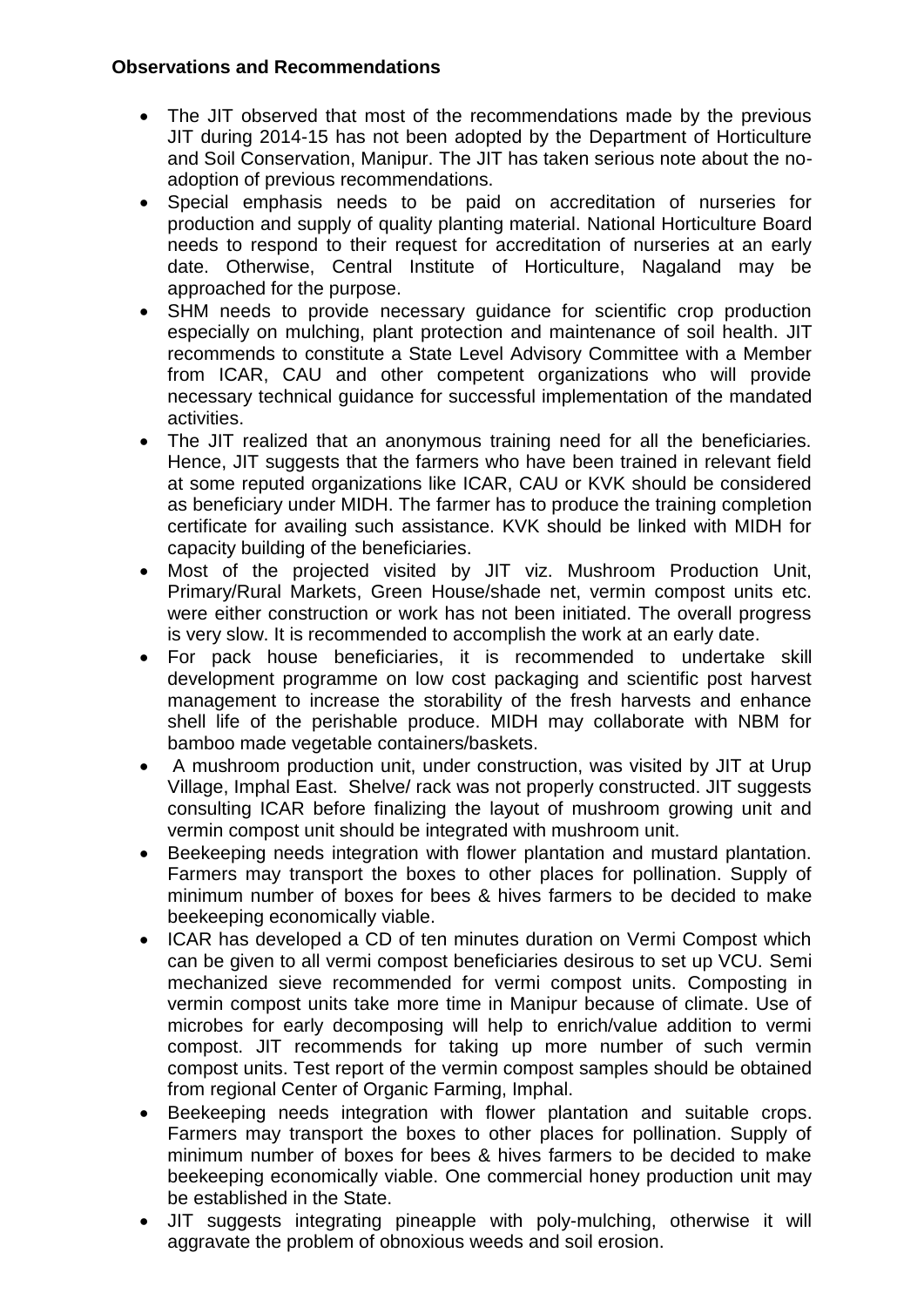**Observations and Recommendations**

- The JIT observed that most of the recommendations made by the previous JIT during 2014-15 has not been adopted by the Department of Horticulture and Soil Conservation, Manipur. The JIT has taken serious note about the no-adoption of previous recommendations.
- Special emphasis needs to be paid on accreditation of nurseries for production and supply of quality planting material. National Horticulture Board needs to respond to their request for accreditation of nurseries at an early date. Otherwise, Central Institute of Horticulture, Nagaland may be approached for the purpose.
- SHM needs to provide necessary guidance for scientific crop production especially on mulching, plant protection and maintenance of soil health. JIT recommends to constitute a State Level Advisory Committee with a Member from ICAR, CAU and other competent organizations who will provide necessary technical guidance for successful implementation of the mandated activities.
- The JIT realized that an anonymous training need for all the beneficiaries. Hence, JIT suggests that the farmers who have been trained in relevant field at some reputed organizations like ICAR, CAU or KVK should be considered as beneficiary under MIDH. The farmer has to produce the training completion certificate for availing such assistance. KVK should be linked with MIDH for capacity building of the beneficiaries.
- Most of the projected visited by JIT viz. Mushroom Production Unit, Primary/Rural Markets, Green House/shade net, vermin compost units etc. were either construction or work has not been initiated. The overall progress is very slow. It is recommended to accomplish the work at an early date.
- For pack house beneficiaries, it is recommended to undertake skill development programme on low cost packaging and scientific post harvest management to increase the storability of the fresh harvests and enhance shell life of the perishable produce. MIDH may collaborate with NBM for bamboo made vegetable containers/baskets.
- A mushroom production unit, under construction, was visited by JIT at Urup Village, Imphal East. Shelve/ rack was not properly constructed. JIT suggests consulting ICAR before finalizing the layout of mushroom growing unit and vermin compost unit should be integrated with mushroom unit.
- Beekeeping needs integration with flower plantation and mustard plantation. Farmers may transport the boxes to other places for pollination. Supply of minimum number of boxes for bees & hives farmers to be decided to make beekeeping economically viable.
- ICAR has developed a CD of ten minutes duration on Vermi Compost which can be given to all vermi compost beneficiaries desirous to set up VCU. Semi mechanized sieve recommended for vermi compost units. Composting in vermin compost units take more time in Manipur because of climate. Use of microbes for early decomposing will help to enrich/value addition to vermi compost. JIT recommends for taking up more number of such vermin compost units. Test report of the vermin compost samples should be obtained from regional Center of Organic Farming, Imphal.
- Beekeeping needs integration with flower plantation and suitable crops. Farmers may transport the boxes to other places for pollination. Supply of minimum number of boxes for bees & hives farmers to be decided to make beekeeping economically viable. One commercial honey production unit may be established in the State.
- JIT suggests integrating pineapple with poly-mulching, otherwise it will aggravate the problem of obnoxious weeds and soil erosion.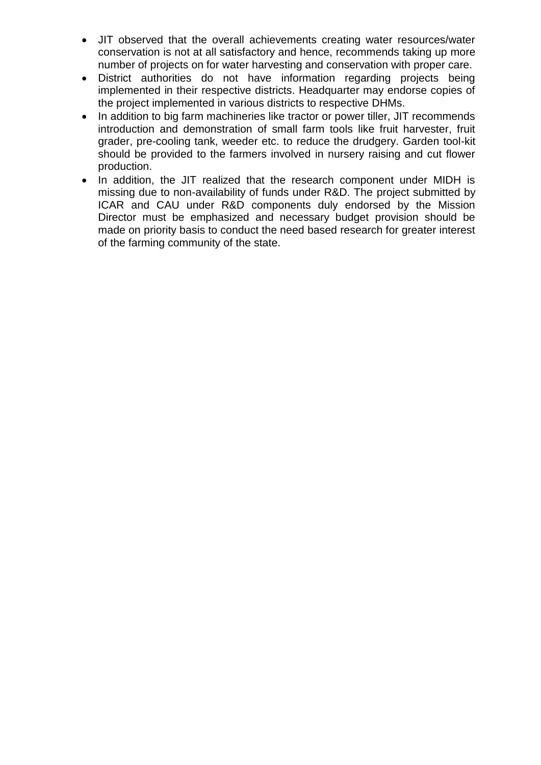- JIT observed that the overall achievements creating water resources/water conservation is not at all satisfactory and hence, recommends taking up more number of projects on for water harvesting and conservation with proper care.
- District authorities do not have information regarding projects being implemented in their respective districts. Headquarter may endorse copies of the project implemented in various districts to respective DHMs.
- In addition to big farm machineries like tractor or power tiller, JIT recommends introduction and demonstration of small farm tools like fruit harvester, fruit grader, pre-cooling tank, weeder etc. to reduce the drudgery. Garden tool-kit should be provided to the farmers involved in nursery raising and cut flower production.
- In addition, the JIT realized that the research component under MIDH is missing due to non-availability of funds under R&D. The project submitted by ICAR and CAU under R&D components duly endorsed by the Mission Director must be emphasized and necessary budget provision should be made on priority basis to conduct the need based research for greater interest of the farming community of the state.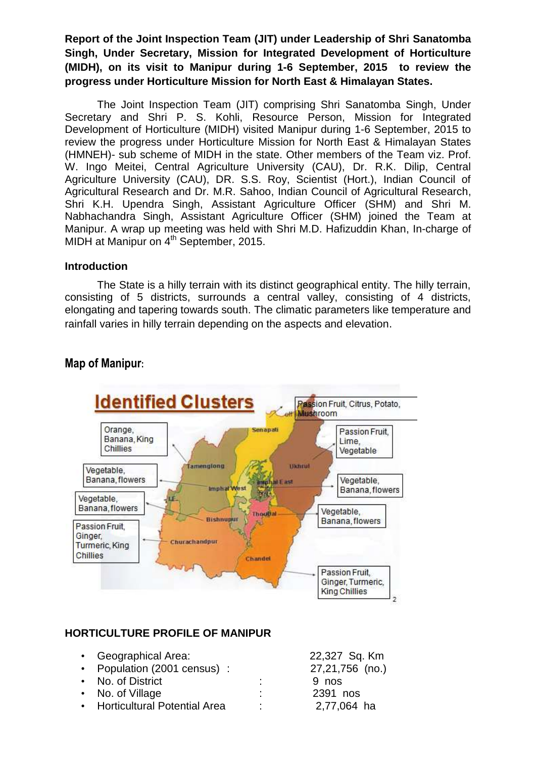**Report of the Joint Inspection Team (JIT) under Leadership of Shri Sanatomba Singh, Under Secretary, Mission for Integrated Development of Horticulture (MIDH), on its visit to Manipur during 1-6 September, 2015 to review the progress under Horticulture Mission for North East & Himalayan States.**

The Joint Inspection Team (JIT) comprising Shri Sanatomba Singh, Under Secretary and Shri P. S. Kohli, Resource Person, Mission for Integrated Development of Horticulture (MIDH) visited Manipur during 1-6 September, 2015 to review the progress under Horticulture Mission for North East & Himalayan States (HMNEH)- sub scheme of MIDH in the state. Other members of the Team viz. Prof. W. Ingo Meitei, Central Agriculture University (CAU), Dr. R.K. Dilip, Central Agriculture University (CAU), DR. S.S. Roy, Scientist (Hort.), Indian Council of Agricultural Research and Dr. M.R. Sahoo, Indian Council of Agricultural Research, Shri K.H. Upendra Singh, Assistant Agriculture Officer (SHM) and Shri M. Nabhachandra Singh, Assistant Agriculture Officer (SHM) joined the Team at Manipur. A wrap up meeting was held with Shri M.D. Hafizuddin Khan, In-charge of MIDH at Manipur on 4th September, 2015.

**Introduction**

The State is a hilly terrain with its distinct geographical entity. The hilly terrain, consisting of 5 districts, surrounds a central valley, consisting of 4 districts, elongating and tapering towards south. The climatic parameters like temperature and rainfall varies in hilly terrain depending on the aspects and elevation.

## Map of Manipur:

**Identified Clusters**

- Senapati: Passion Fruit, Citrus, Potato, Mushroom
- Tamenglong: Orange, Banana, King Chillies
- Ukhrul: Passion Fruit, Lime, Vegetable
- Imphal West: Vegetable, Banana, flowers
- Imphal East: Vegetable, Banana, flowers
- Bishnupur: Vegetable, Banana, flowers
- Thoubal: Vegetable, Banana, flowers
- Churachandpur: Passion Fruit, Ginger, Turmeric, King Chillies
- Chandel: Passion Fruit, Ginger, Turmeric, King Chillies

**HORTICULTURE PROFILE OF MANIPUR**

- Geographical Area: 22,327 Sq. Km
- Population (2001 census) : 27,21,756 (no.)
- No. of District : 9 nos
- No. of Village : 2391 nos
- Horticultural Potential Area : 2,77,064 ha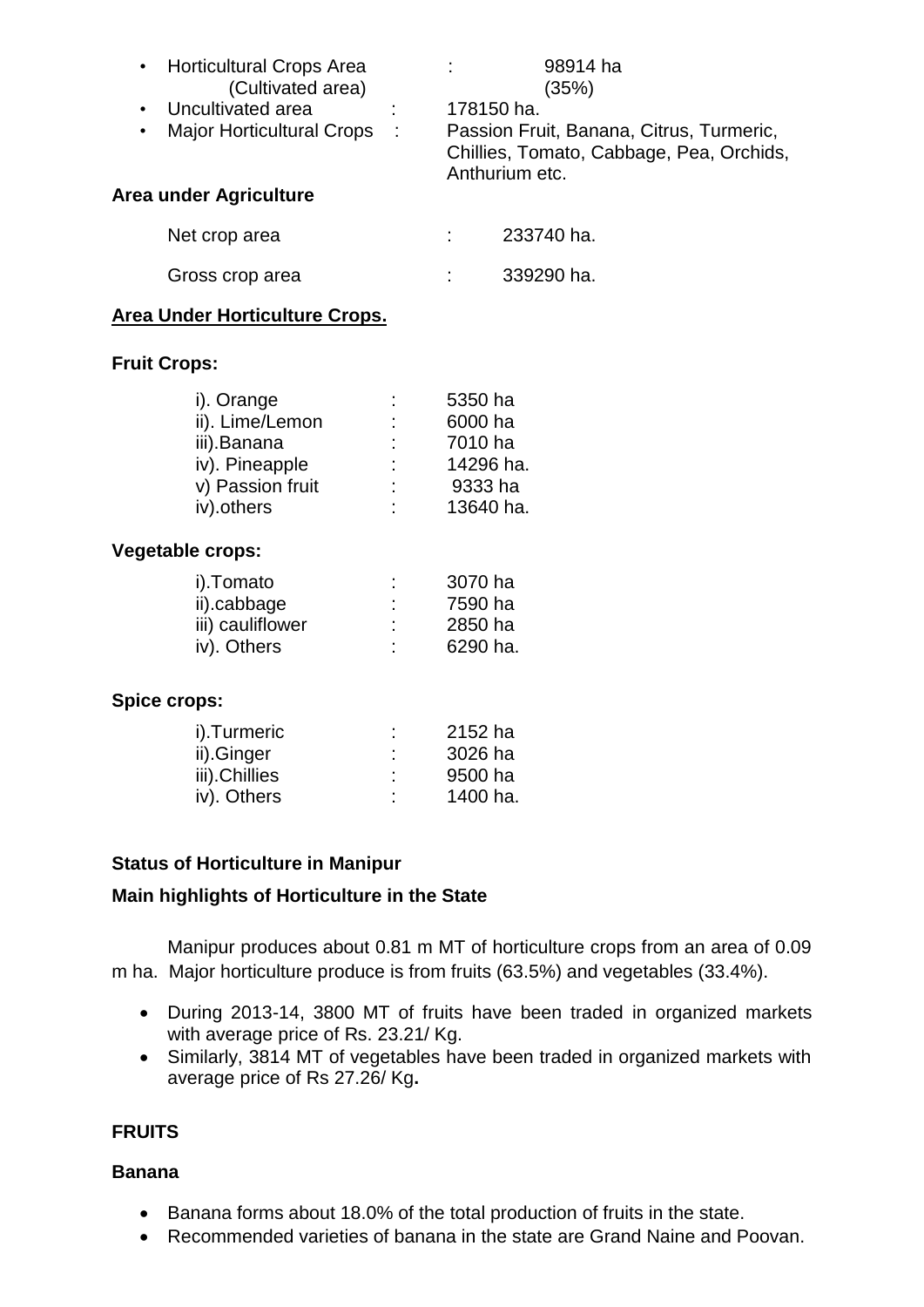- Horticultural Crops Area (Cultivated area) : 98914 ha (35%)
- Uncultivated area : 178150 ha.
- Major Horticultural Crops : Passion Fruit, Banana, Citrus, Turmeric, Chillies, Tomato, Cabbage, Pea, Orchids, Anthurium etc.

**Area under Agriculture**

| | | |
|---|---|---|
| Net crop area | : | 233740 ha. |
| Gross crop area | : | 339290 ha. |

**Area Under Horticulture Crops.**

**Fruit Crops:**

| | | |
|---|---|---|
| i). Orange | : | 5350 ha |
| ii). Lime/Lemon | : | 6000 ha |
| iii).Banana | : | 7010 ha |
| iv). Pineapple | : | 14296 ha. |
| v) Passion fruit | : | 9333 ha |
| iv).others | : | 13640 ha. |

**Vegetable crops:**

| | | |
|---|---|---|
| i).Tomato | : | 3070 ha |
| ii).cabbage | : | 7590 ha |
| iii) cauliflower | : | 2850 ha |
| iv). Others | : | 6290 ha. |

**Spice crops:**

| | | |
|---|---|---|
| i).Turmeric | : | 2152 ha |
| ii).Ginger | : | 3026 ha |
| iii).Chillies | : | 9500 ha |
| iv). Others | : | 1400 ha. |

**Status of Horticulture in Manipur**

**Main highlights of Horticulture in the State**

Manipur produces about 0.81 m MT of horticulture crops from an area of 0.09 m ha. Major horticulture produce is from fruits (63.5%) and vegetables (33.4%).

- During 2013-14, 3800 MT of fruits have been traded in organized markets with average price of Rs. 23.21/ Kg.
- Similarly, 3814 MT of vegetables have been traded in organized markets with average price of Rs 27.26/ Kg**.**

**FRUITS**

**Banana**

- Banana forms about 18.0% of the total production of fruits in the state.
- Recommended varieties of banana in the state are Grand Naine and Poovan.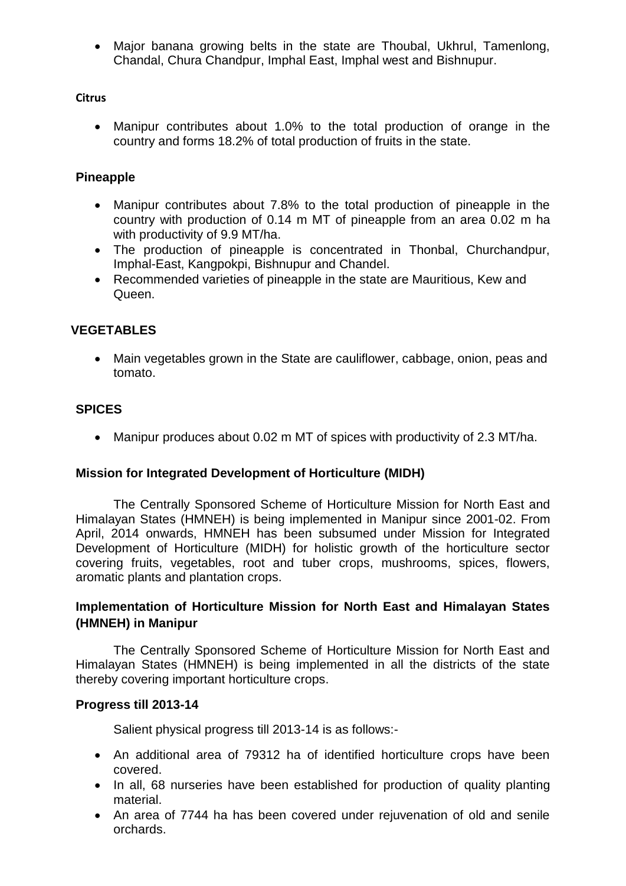- Major banana growing belts in the state are Thoubal, Ukhrul, Tamenlong, Chandal, Chura Chandpur, Imphal East, Imphal west and Bishnupur.

**Citrus**

- Manipur contributes about 1.0% to the total production of orange in the country and forms 18.2% of total production of fruits in the state.

### Pineapple

- Manipur contributes about 7.8% to the total production of pineapple in the country with production of 0.14 m MT of pineapple from an area 0.02 m ha with productivity of 9.9 MT/ha.
- The production of pineapple is concentrated in Thonbal, Churchandpur, Imphal-East, Kangpokpi, Bishnupur and Chandel.
- Recommended varieties of pineapple in the state are Mauritious, Kew and Queen.

### VEGETABLES

- Main vegetables grown in the State are cauliflower, cabbage, onion, peas and tomato.

### SPICES

- Manipur produces about 0.02 m MT of spices with productivity of 2.3 MT/ha.

### Mission for Integrated Development of Horticulture (MIDH)

The Centrally Sponsored Scheme of Horticulture Mission for North East and Himalayan States (HMNEH) is being implemented in Manipur since 2001-02. From April, 2014 onwards, HMNEH has been subsumed under Mission for Integrated Development of Horticulture (MIDH) for holistic growth of the horticulture sector covering fruits, vegetables, root and tuber crops, mushrooms, spices, flowers, aromatic plants and plantation crops.

### Implementation of Horticulture Mission for North East and Himalayan States (HMNEH) in Manipur

The Centrally Sponsored Scheme of Horticulture Mission for North East and Himalayan States (HMNEH) is being implemented in all the districts of the state thereby covering important horticulture crops.

### Progress till 2013-14

Salient physical progress till 2013-14 is as follows:-

- An additional area of 79312 ha of identified horticulture crops have been covered.
- In all, 68 nurseries have been established for production of quality planting material.
- An area of 7744 ha has been covered under rejuvenation of old and senile orchards.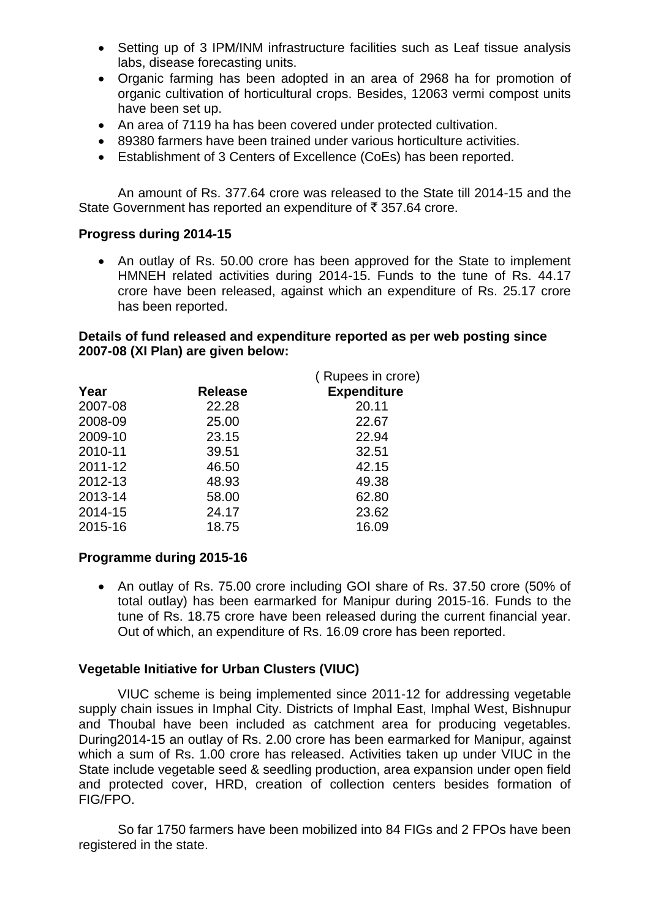- Setting up of 3 IPM/INM infrastructure facilities such as Leaf tissue analysis labs, disease forecasting units.
- Organic farming has been adopted in an area of 2968 ha for promotion of organic cultivation of horticultural crops. Besides, 12063 vermi compost units have been set up.
- An area of 7119 ha has been covered under protected cultivation.
- 89380 farmers have been trained under various horticulture activities.
- Establishment of 3 Centers of Excellence (CoEs) has been reported.

An amount of Rs. 377.64 crore was released to the State till 2014-15 and the State Government has reported an expenditure of ₹ 357.64 crore.

**Progress during 2014-15**

- An outlay of Rs. 50.00 crore has been approved for the State to implement HMNEH related activities during 2014-15. Funds to the tune of Rs. 44.17 crore have been released, against which an expenditure of Rs. 25.17 crore has been reported.

**Details of fund released and expenditure reported as per web posting since 2007-08 (XI Plan) are given below:**

( Rupees in crore)

| Year | Release | Expenditure |
|---|---|---|
| 2007-08 | 22.28 | 20.11 |
| 2008-09 | 25.00 | 22.67 |
| 2009-10 | 23.15 | 22.94 |
| 2010-11 | 39.51 | 32.51 |
| 2011-12 | 46.50 | 42.15 |
| 2012-13 | 48.93 | 49.38 |
| 2013-14 | 58.00 | 62.80 |
| 2014-15 | 24.17 | 23.62 |
| 2015-16 | 18.75 | 16.09 |

**Programme during 2015-16**

- An outlay of Rs. 75.00 crore including GOI share of Rs. 37.50 crore (50% of total outlay) has been earmarked for Manipur during 2015-16. Funds to the tune of Rs. 18.75 crore have been released during the current financial year. Out of which, an expenditure of Rs. 16.09 crore has been reported.

**Vegetable Initiative for Urban Clusters (VIUC)**

VIUC scheme is being implemented since 2011-12 for addressing vegetable supply chain issues in Imphal City. Districts of Imphal East, Imphal West, Bishnupur and Thoubal have been included as catchment area for producing vegetables. During2014-15 an outlay of Rs. 2.00 crore has been earmarked for Manipur, against which a sum of Rs. 1.00 crore has released. Activities taken up under VIUC in the State include vegetable seed & seedling production, area expansion under open field and protected cover, HRD, creation of collection centers besides formation of FIG/FPO.

So far 1750 farmers have been mobilized into 84 FIGs and 2 FPOs have been registered in the state.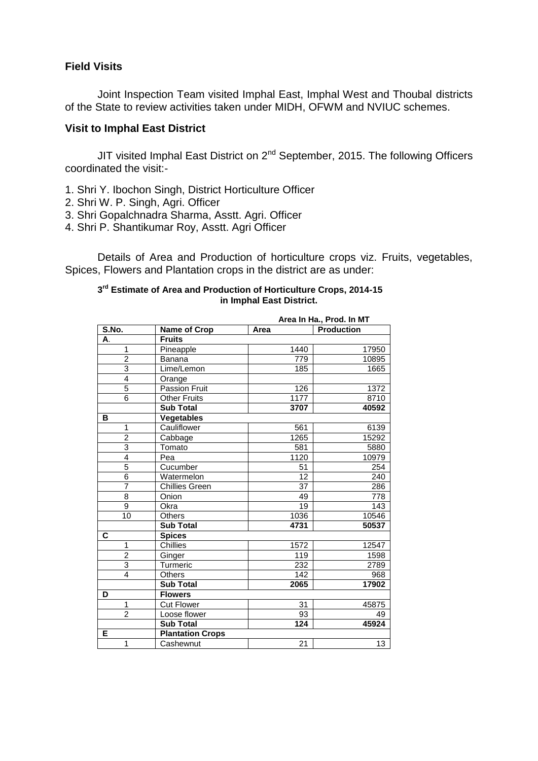## Field Visits

Joint Inspection Team visited Imphal East, Imphal West and Thoubal districts of the State to review activities taken under MIDH, OFWM and NVIUC schemes.

### Visit to Imphal East District

JIT visited Imphal East District on 2[nd] September, 2015. The following Officers coordinated the visit:-

1. Shri Y. Ibochon Singh, District Horticulture Officer
2. Shri W. P. Singh, Agri. Officer
3. Shri Gopalchnadra Sharma, Asstt. Agri. Officer
4. Shri P. Shantikumar Roy, Asstt. Agri Officer

Details of Area and Production of horticulture crops viz. Fruits, vegetables, Spices, Flowers and Plantation crops in the district are as under:

**3[rd] Estimate of Area and Production of Horticulture Crops, 2014-15 in Imphal East District.**

**Area In Ha., Prod. In MT**

| S.No. | Name of Crop | Area | Production |
|---|---|---|---|
| **A.** | **Fruits** | | |
| 1 | Pineapple | 1440 | 17950 |
| 2 | Banana | 779 | 10895 |
| 3 | Lime/Lemon | 185 | 1665 |
| 4 | Orange | | |
| 5 | Passion Fruit | 126 | 1372 |
| 6 | Other Fruits | 1177 | 8710 |
| | **Sub Total** | **3707** | **40592** |
| **B** | **Vegetables** | | |
| 1 | Cauliflower | 561 | 6139 |
| 2 | Cabbage | 1265 | 15292 |
| 3 | Tomato | 581 | 5880 |
| 4 | Pea | 1120 | 10979 |
| 5 | Cucumber | 51 | 254 |
| 6 | Watermelon | 12 | 240 |
| 7 | Chillies Green | 37 | 286 |
| 8 | Onion | 49 | 778 |
| 9 | Okra | 19 | 143 |
| 10 | Others | 1036 | 10546 |
| | **Sub Total** | **4731** | **50537** |
| **C** | **Spices** | | |
| 1 | Chillies | 1572 | 12547 |
| 2 | Ginger | 119 | 1598 |
| 3 | Turmeric | 232 | 2789 |
| 4 | Others | 142 | 968 |
| | **Sub Total** | **2065** | **17902** |
| **D** | **Flowers** | | |
| 1 | Cut Flower | 31 | 45875 |
| 2 | Loose flower | 93 | 49 |
| | **Sub Total** | **124** | **45924** |
| **E** | **Plantation Crops** | | |
| 1 | Cashewnut | 21 | 13 |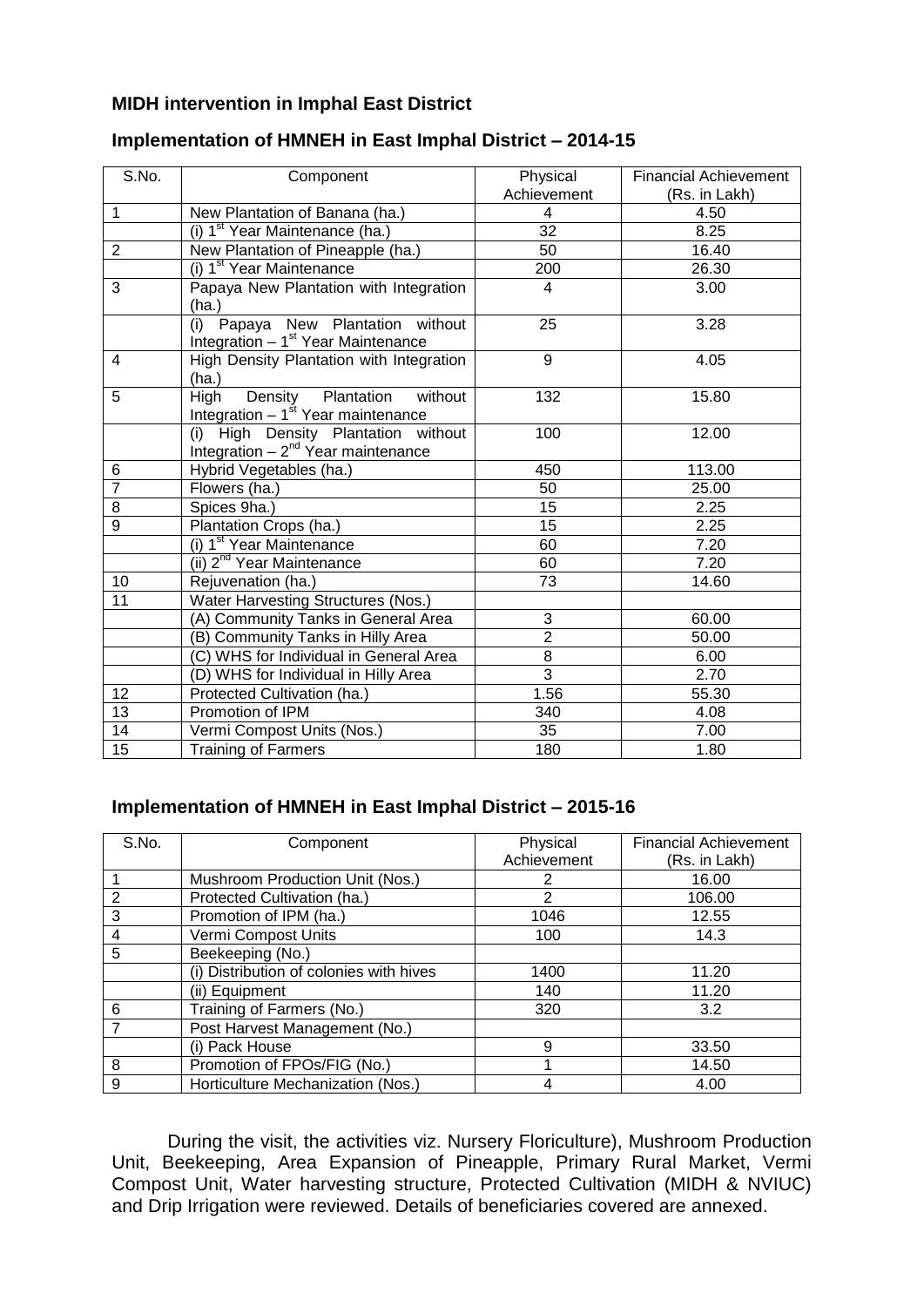### MIDH intervention in Imphal East District

### Implementation of HMNEH in East Imphal District – 2014-15

| S.No. | Component | Physical Achievement | Financial Achievement (Rs. in Lakh) |
|---|---|---|---|
| 1 | New Plantation of Banana (ha.) | 4 | 4.50 |
| | (i) 1st Year Maintenance (ha.) | 32 | 8.25 |
| 2 | New Plantation of Pineapple (ha.) | 50 | 16.40 |
| | (i) 1st Year Maintenance | 200 | 26.30 |
| 3 | Papaya New Plantation with Integration (ha.) | 4 | 3.00 |
| | (i) Papaya New Plantation without Integration – 1st Year Maintenance | 25 | 3.28 |
| 4 | High Density Plantation with Integration (ha.) | 9 | 4.05 |
| 5 | High Density Plantation without Integration – 1st Year maintenance | 132 | 15.80 |
| | (i) High Density Plantation without Integration – 2nd Year maintenance | 100 | 12.00 |
| 6 | Hybrid Vegetables (ha.) | 450 | 113.00 |
| 7 | Flowers (ha.) | 50 | 25.00 |
| 8 | Spices 9ha.) | 15 | 2.25 |
| 9 | Plantation Crops (ha.) | 15 | 2.25 |
| | (i) 1st Year Maintenance | 60 | 7.20 |
| | (ii) 2nd Year Maintenance | 60 | 7.20 |
| 10 | Rejuvenation (ha.) | 73 | 14.60 |
| 11 | Water Harvesting Structures (Nos.) | | |
| | (A) Community Tanks in General Area | 3 | 60.00 |
| | (B) Community Tanks in Hilly Area | 2 | 50.00 |
| | (C) WHS for Individual in General Area | 8 | 6.00 |
| | (D) WHS for Individual in Hilly Area | 3 | 2.70 |
| 12 | Protected Cultivation (ha.) | 1.56 | 55.30 |
| 13 | Promotion of IPM | 340 | 4.08 |
| 14 | Vermi Compost Units (Nos.) | 35 | 7.00 |
| 15 | Training of Farmers | 180 | 1.80 |

### Implementation of HMNEH in East Imphal District – 2015-16

| S.No. | Component | Physical Achievement | Financial Achievement (Rs. in Lakh) |
|---|---|---|---|
| 1 | Mushroom Production Unit (Nos.) | 2 | 16.00 |
| 2 | Protected Cultivation (ha.) | 2 | 106.00 |
| 3 | Promotion of IPM (ha.) | 1046 | 12.55 |
| 4 | Vermi Compost Units | 100 | 14.3 |
| 5 | Beekeeping (No.) | | |
| | (i) Distribution of colonies with hives | 1400 | 11.20 |
| | (ii) Equipment | 140 | 11.20 |
| 6 | Training of Farmers (No.) | 320 | 3.2 |
| 7 | Post Harvest Management (No.) | | |
| | (i) Pack House | 9 | 33.50 |
| 8 | Promotion of FPOs/FIG (No.) | 1 | 14.50 |
| 9 | Horticulture Mechanization (Nos.) | 4 | 4.00 |

During the visit, the activities viz. Nursery Floriculture), Mushroom Production Unit, Beekeeping, Area Expansion of Pineapple, Primary Rural Market, Vermi Compost Unit, Water harvesting structure, Protected Cultivation (MIDH & NVIUC) and Drip Irrigation were reviewed. Details of beneficiaries covered are annexed.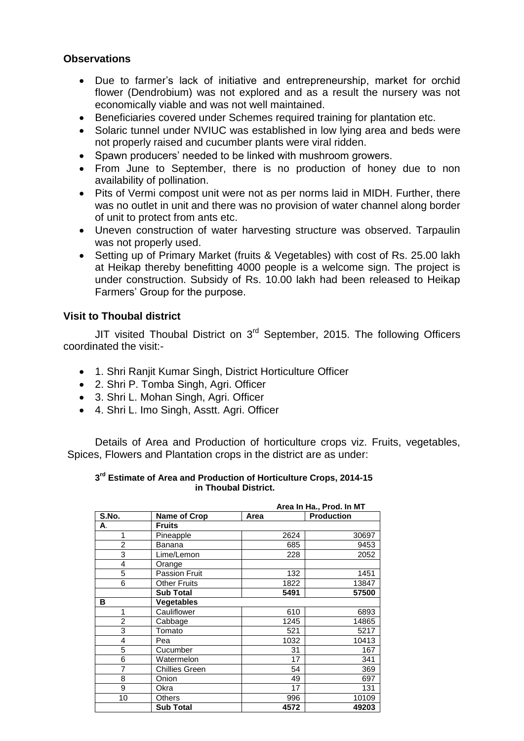### Observations

- Due to farmer's lack of initiative and entrepreneurship, market for orchid flower (Dendrobium) was not explored and as a result the nursery was not economically viable and was not well maintained.
- Beneficiaries covered under Schemes required training for plantation etc.
- Solaric tunnel under NVIUC was established in low lying area and beds were not properly raised and cucumber plants were viral ridden.
- Spawn producers' needed to be linked with mushroom growers.
- From June to September, there is no production of honey due to non availability of pollination.
- Pits of Vermi compost unit were not as per norms laid in MIDH. Further, there was no outlet in unit and there was no provision of water channel along border of unit to protect from ants etc.
- Uneven construction of water harvesting structure was observed. Tarpaulin was not properly used.
- Setting up of Primary Market (fruits & Vegetables) with cost of Rs. 25.00 lakh at Heikap thereby benefitting 4000 people is a welcome sign. The project is under construction. Subsidy of Rs. 10.00 lakh had been released to Heikap Farmers' Group for the purpose.

### Visit to Thoubal district

JIT visited Thoubal District on 3rd September, 2015. The following Officers coordinated the visit:-

- 1. Shri Ranjit Kumar Singh, District Horticulture Officer
- 2. Shri P. Tomba Singh, Agri. Officer
- 3. Shri L. Mohan Singh, Agri. Officer
- 4. Shri L. Imo Singh, Asstt. Agri. Officer

Details of Area and Production of horticulture crops viz. Fruits, vegetables, Spices, Flowers and Plantation crops in the district are as under:

**3rd Estimate of Area and Production of Horticulture Crops, 2014-15 in Thoubal District.**

Area In Ha., Prod. In MT

| S.No. | Name of Crop | Area | Production |
|---|---|---|---|
| A. | **Fruits** | | |
| 1 | Pineapple | 2624 | 30697 |
| 2 | Banana | 685 | 9453 |
| 3 | Lime/Lemon | 228 | 2052 |
| 4 | Orange | | |
| 5 | Passion Fruit | 132 | 1451 |
| 6 | Other Fruits | 1822 | 13847 |
| | **Sub Total** | **5491** | **57500** |
| **B** | **Vegetables** | | |
| 1 | Cauliflower | 610 | 6893 |
| 2 | Cabbage | 1245 | 14865 |
| 3 | Tomato | 521 | 5217 |
| 4 | Pea | 1032 | 10413 |
| 5 | Cucumber | 31 | 167 |
| 6 | Watermelon | 17 | 341 |
| 7 | Chillies Green | 54 | 369 |
| 8 | Onion | 49 | 697 |
| 9 | Okra | 17 | 131 |
| 10 | Others | 996 | 10109 |
| | **Sub Total** | **4572** | **49203** |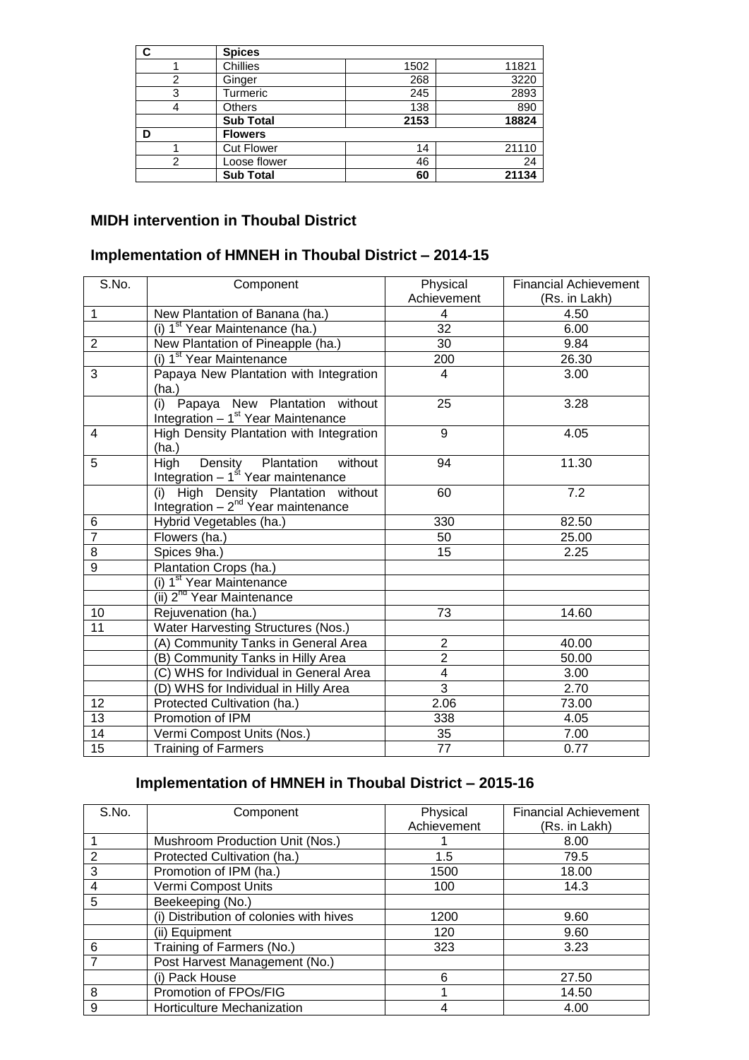| C | Spices | | |
|---|---|---|---|
| 1 | Chillies | 1502 | 11821 |
| 2 | Ginger | 268 | 3220 |
| 3 | Turmeric | 245 | 2893 |
| 4 | Others | 138 | 890 |
| | **Sub Total** | **2153** | **18824** |
| **D** | **Flowers** | | |
| 1 | Cut Flower | 14 | 21110 |
| 2 | Loose flower | 46 | 24 |
| | **Sub Total** | **60** | **21134** |

## MIDH intervention in Thoubal District

## Implementation of HMNEH in Thoubal District – 2014-15

| S.No. | Component | Physical Achievement | Financial Achievement (Rs. in Lakh) |
|---|---|---|---|
| 1 | New Plantation of Banana (ha.) | 4 | 4.50 |
| | (i) 1st Year Maintenance (ha.) | 32 | 6.00 |
| 2 | New Plantation of Pineapple (ha.) | 30 | 9.84 |
| | (i) 1st Year Maintenance | 200 | 26.30 |
| 3 | Papaya New Plantation with Integration (ha.) | 4 | 3.00 |
| | (i) Papaya New Plantation without Integration – 1st Year Maintenance | 25 | 3.28 |
| 4 | High Density Plantation with Integration (ha.) | 9 | 4.05 |
| 5 | High Density Plantation without Integration – 1st Year maintenance | 94 | 11.30 |
| | (i) High Density Plantation without Integration – 2nd Year maintenance | 60 | 7.2 |
| 6 | Hybrid Vegetables (ha.) | 330 | 82.50 |
| 7 | Flowers (ha.) | 50 | 25.00 |
| 8 | Spices 9ha.) | 15 | 2.25 |
| 9 | Plantation Crops (ha.) | | |
| | (i) 1st Year Maintenance | | |
| | (ii) 2nd Year Maintenance | | |
| 10 | Rejuvenation (ha.) | 73 | 14.60 |
| 11 | Water Harvesting Structures (Nos.) | | |
| | (A) Community Tanks in General Area | 2 | 40.00 |
| | (B) Community Tanks in Hilly Area | 2 | 50.00 |
| | (C) WHS for Individual in General Area | 4 | 3.00 |
| | (D) WHS for Individual in Hilly Area | 3 | 2.70 |
| 12 | Protected Cultivation (ha.) | 2.06 | 73.00 |
| 13 | Promotion of IPM | 338 | 4.05 |
| 14 | Vermi Compost Units (Nos.) | 35 | 7.00 |
| 15 | Training of Farmers | 77 | 0.77 |

## Implementation of HMNEH in Thoubal District – 2015-16

| S.No. | Component | Physical Achievement | Financial Achievement (Rs. in Lakh) |
|---|---|---|---|
| 1 | Mushroom Production Unit (Nos.) | 1 | 8.00 |
| 2 | Protected Cultivation (ha.) | 1.5 | 79.5 |
| 3 | Promotion of IPM (ha.) | 1500 | 18.00 |
| 4 | Vermi Compost Units | 100 | 14.3 |
| 5 | Beekeeping (No.) | | |
| | (i) Distribution of colonies with hives | 1200 | 9.60 |
| | (ii) Equipment | 120 | 9.60 |
| 6 | Training of Farmers (No.) | 323 | 3.23 |
| 7 | Post Harvest Management (No.) | | |
| | (i) Pack House | 6 | 27.50 |
| 8 | Promotion of FPOs/FIG | 1 | 14.50 |
| 9 | Horticulture Mechanization | 4 | 4.00 |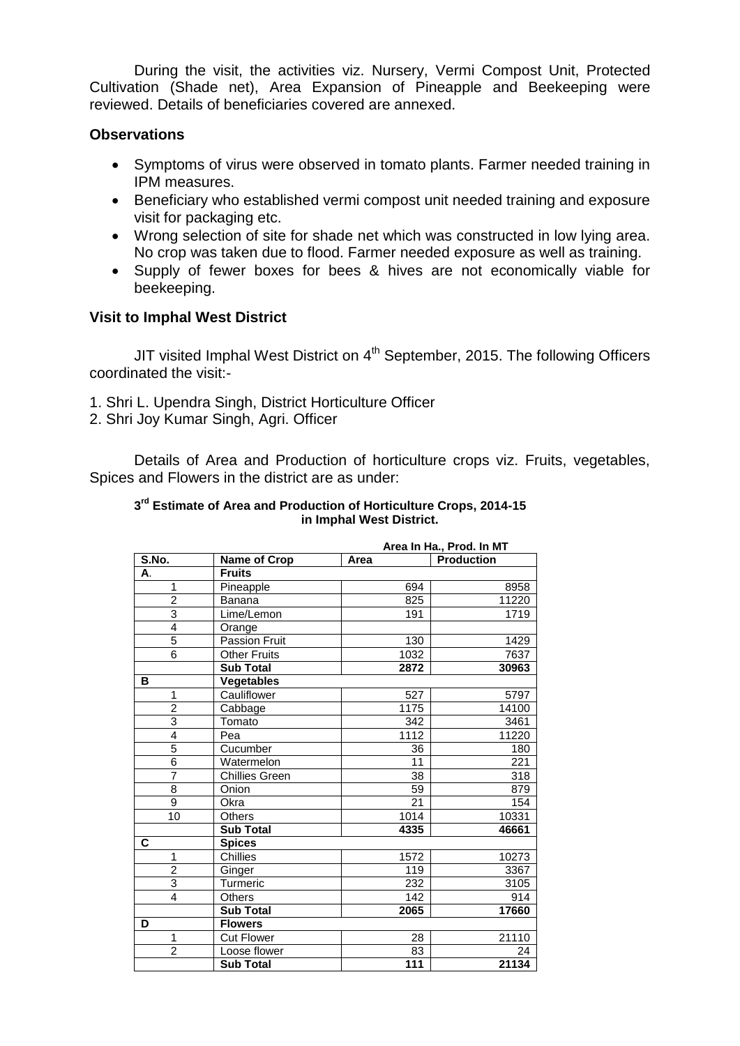During the visit, the activities viz. Nursery, Vermi Compost Unit, Protected Cultivation (Shade net), Area Expansion of Pineapple and Beekeeping were reviewed. Details of beneficiaries covered are annexed.

### Observations

- Symptoms of virus were observed in tomato plants. Farmer needed training in IPM measures.
- Beneficiary who established vermi compost unit needed training and exposure visit for packaging etc.
- Wrong selection of site for shade net which was constructed in low lying area. No crop was taken due to flood. Farmer needed exposure as well as training.
- Supply of fewer boxes for bees & hives are not economically viable for beekeeping.

### Visit to Imphal West District

JIT visited Imphal West District on 4th September, 2015. The following Officers coordinated the visit:-

1. Shri L. Upendra Singh, District Horticulture Officer
2. Shri Joy Kumar Singh, Agri. Officer

Details of Area and Production of horticulture crops viz. Fruits, vegetables, Spices and Flowers in the district are as under:

**3rd Estimate of Area and Production of Horticulture Crops, 2014-15 in Imphal West District.**

Area In Ha., Prod. In MT

| S.No. | Name of Crop | Area | Production |
|---|---|---|---|
| A. | **Fruits** | | |
| 1 | Pineapple | 694 | 8958 |
| 2 | Banana | 825 | 11220 |
| 3 | Lime/Lemon | 191 | 1719 |
| 4 | Orange | | |
| 5 | Passion Fruit | 130 | 1429 |
| 6 | Other Fruits | 1032 | 7637 |
| | **Sub Total** | **2872** | **30963** |
| B | **Vegetables** | | |
| 1 | Cauliflower | 527 | 5797 |
| 2 | Cabbage | 1175 | 14100 |
| 3 | Tomato | 342 | 3461 |
| 4 | Pea | 1112 | 11220 |
| 5 | Cucumber | 36 | 180 |
| 6 | Watermelon | 11 | 221 |
| 7 | Chillies Green | 38 | 318 |
| 8 | Onion | 59 | 879 |
| 9 | Okra | 21 | 154 |
| 10 | Others | 1014 | 10331 |
| | **Sub Total** | **4335** | **46661** |
| C | **Spices** | | |
| 1 | Chillies | 1572 | 10273 |
| 2 | Ginger | 119 | 3367 |
| 3 | Turmeric | 232 | 3105 |
| 4 | Others | 142 | 914 |
| | **Sub Total** | **2065** | **17660** |
| D | **Flowers** | | |
| 1 | Cut Flower | 28 | 21110 |
| 2 | Loose flower | 83 | 24 |
| | **Sub Total** | **111** | **21134** |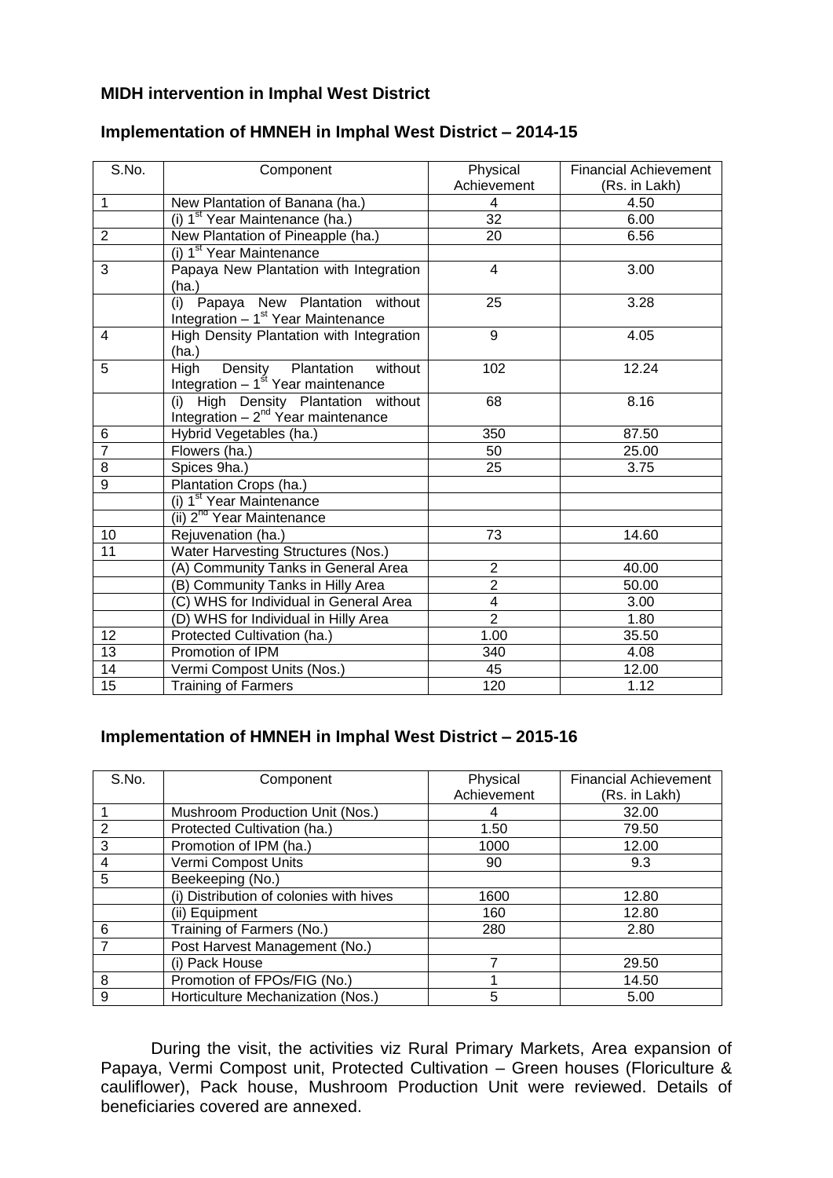**MIDH intervention in Imphal West District**

**Implementation of HMNEH in Imphal West District – 2014-15**

| S.No. | Component | Physical Achievement | Financial Achievement (Rs. in Lakh) |
|---|---|---|---|
| 1 | New Plantation of Banana (ha.) | 4 | 4.50 |
| | (i) 1st Year Maintenance (ha.) | 32 | 6.00 |
| 2 | New Plantation of Pineapple (ha.) | 20 | 6.56 |
| | (i) 1st Year Maintenance | | |
| 3 | Papaya New Plantation with Integration (ha.) | 4 | 3.00 |
| | (i) Papaya New Plantation without Integration – 1st Year Maintenance | 25 | 3.28 |
| 4 | High Density Plantation with Integration (ha.) | 9 | 4.05 |
| 5 | High Density Plantation without Integration – 1st Year maintenance | 102 | 12.24 |
| | (i) High Density Plantation without Integration – 2nd Year maintenance | 68 | 8.16 |
| 6 | Hybrid Vegetables (ha.) | 350 | 87.50 |
| 7 | Flowers (ha.) | 50 | 25.00 |
| 8 | Spices 9ha.) | 25 | 3.75 |
| 9 | Plantation Crops (ha.) | | |
| | (i) 1st Year Maintenance | | |
| | (ii) 2nd Year Maintenance | | |
| 10 | Rejuvenation (ha.) | 73 | 14.60 |
| 11 | Water Harvesting Structures (Nos.) | | |
| | (A) Community Tanks in General Area | 2 | 40.00 |
| | (B) Community Tanks in Hilly Area | 2 | 50.00 |
| | (C) WHS for Individual in General Area | 4 | 3.00 |
| | (D) WHS for Individual in Hilly Area | 2 | 1.80 |
| 12 | Protected Cultivation (ha.) | 1.00 | 35.50 |
| 13 | Promotion of IPM | 340 | 4.08 |
| 14 | Vermi Compost Units (Nos.) | 45 | 12.00 |
| 15 | Training of Farmers | 120 | 1.12 |

**Implementation of HMNEH in Imphal West District – 2015-16**

| S.No. | Component | Physical Achievement | Financial Achievement (Rs. in Lakh) |
|---|---|---|---|
| 1 | Mushroom Production Unit (Nos.) | 4 | 32.00 |
| 2 | Protected Cultivation (ha.) | 1.50 | 79.50 |
| 3 | Promotion of IPM (ha.) | 1000 | 12.00 |
| 4 | Vermi Compost Units | 90 | 9.3 |
| 5 | Beekeeping (No.) | | |
| | (i) Distribution of colonies with hives | 1600 | 12.80 |
| | (ii) Equipment | 160 | 12.80 |
| 6 | Training of Farmers (No.) | 280 | 2.80 |
| 7 | Post Harvest Management (No.) | | |
| | (i) Pack House | 7 | 29.50 |
| 8 | Promotion of FPOs/FIG (No.) | 1 | 14.50 |
| 9 | Horticulture Mechanization (Nos.) | 5 | 5.00 |

During the visit, the activities viz Rural Primary Markets, Area expansion of Papaya, Vermi Compost unit, Protected Cultivation – Green houses (Floriculture & cauliflower), Pack house, Mushroom Production Unit were reviewed. Details of beneficiaries covered are annexed.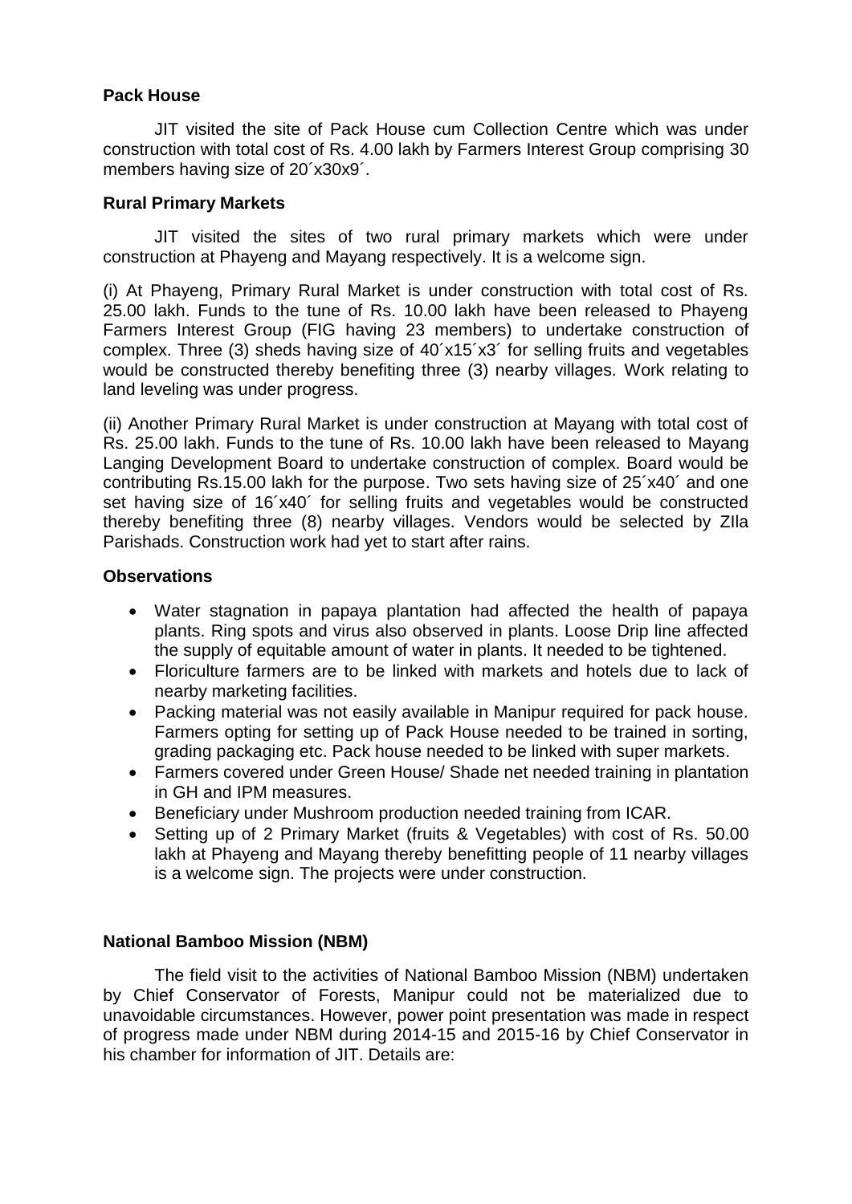**Pack House**

JIT visited the site of Pack House cum Collection Centre which was under construction with total cost of Rs. 4.00 lakh by Farmers Interest Group comprising 30 members having size of 20´x30x9´.

**Rural Primary Markets**

JIT visited the sites of two rural primary markets which were under construction at Phayeng and Mayang respectively. It is a welcome sign.

(i) At Phayeng, Primary Rural Market is under construction with total cost of Rs. 25.00 lakh. Funds to the tune of Rs. 10.00 lakh have been released to Phayeng Farmers Interest Group (FIG having 23 members) to undertake construction of complex. Three (3) sheds having size of 40´x15´x3´ for selling fruits and vegetables would be constructed thereby benefiting three (3) nearby villages. Work relating to land leveling was under progress.

(ii) Another Primary Rural Market is under construction at Mayang with total cost of Rs. 25.00 lakh. Funds to the tune of Rs. 10.00 lakh have been released to Mayang Langing Development Board to undertake construction of complex. Board would be contributing Rs.15.00 lakh for the purpose. Two sets having size of 25´x40´ and one set having size of 16´x40´ for selling fruits and vegetables would be constructed thereby benefiting three (8) nearby villages. Vendors would be selected by ZIla Parishads. Construction work had yet to start after rains.

**Observations**

- Water stagnation in papaya plantation had affected the health of papaya plants. Ring spots and virus also observed in plants. Loose Drip line affected the supply of equitable amount of water in plants. It needed to be tightened.
- Floriculture farmers are to be linked with markets and hotels due to lack of nearby marketing facilities.
- Packing material was not easily available in Manipur required for pack house. Farmers opting for setting up of Pack House needed to be trained in sorting, grading packaging etc. Pack house needed to be linked with super markets.
- Farmers covered under Green House/ Shade net needed training in plantation in GH and IPM measures.
- Beneficiary under Mushroom production needed training from ICAR.
- Setting up of 2 Primary Market (fruits & Vegetables) with cost of Rs. 50.00 lakh at Phayeng and Mayang thereby benefitting people of 11 nearby villages is a welcome sign. The projects were under construction.

**National Bamboo Mission (NBM)**

The field visit to the activities of National Bamboo Mission (NBM) undertaken by Chief Conservator of Forests, Manipur could not be materialized due to unavoidable circumstances. However, power point presentation was made in respect of progress made under NBM during 2014-15 and 2015-16 by Chief Conservator in his chamber for information of JIT. Details are: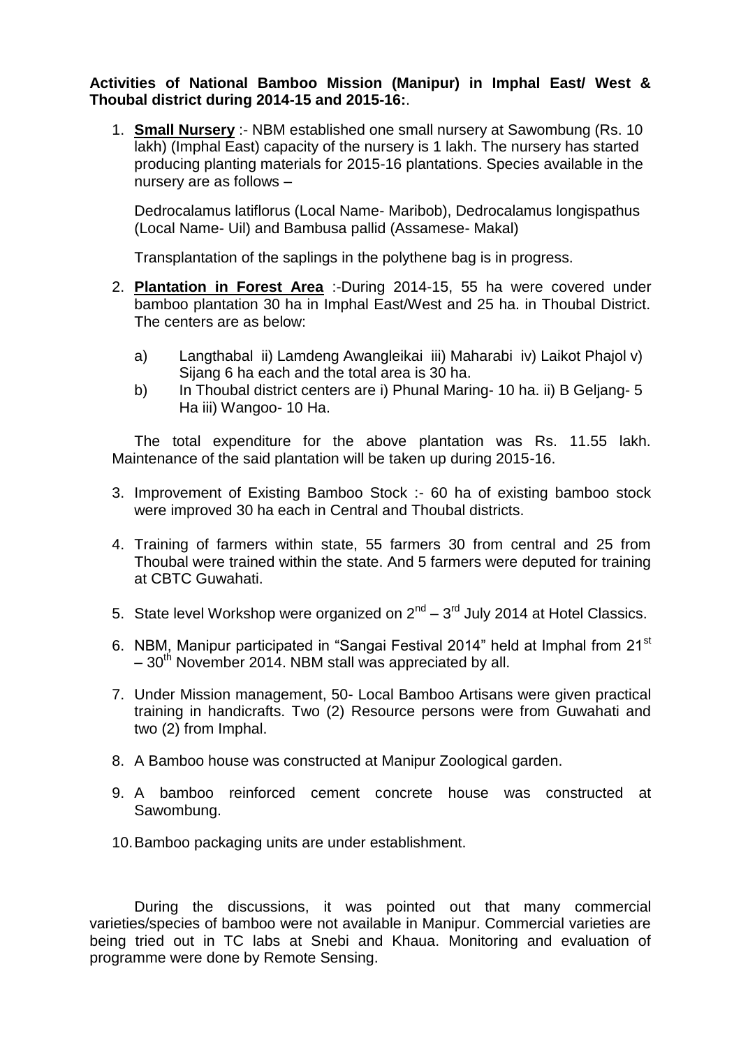**Activities of National Bamboo Mission (Manipur) in Imphal East/ West & Thoubal district during 2014-15 and 2015-16:**.

1. **Small Nursery** :- NBM established one small nursery at Sawombung (Rs. 10 lakh) (Imphal East) capacity of the nursery is 1 lakh. The nursery has started producing planting materials for 2015-16 plantations. Species available in the nursery are as follows –

   Dedrocalamus latiflorus (Local Name- Maribob), Dedrocalamus longispathus (Local Name- Uil) and Bambusa pallid (Assamese- Makal)

   Transplantation of the saplings in the polythene bag is in progress.

2. **Plantation in Forest Area** :-During 2014-15, 55 ha were covered under bamboo plantation 30 ha in Imphal East/West and 25 ha. in Thoubal District. The centers are as below:

   a) Langthabal ii) Lamdeng Awangleikai iii) Maharabi iv) Laikot Phajol v) Sijang 6 ha each and the total area is 30 ha.
   
   b) In Thoubal district centers are i) Phunal Maring- 10 ha. ii) B Geljang- 5 Ha iii) Wangoo- 10 Ha.

   The total expenditure for the above plantation was Rs. 11.55 lakh. Maintenance of the said plantation will be taken up during 2015-16.

3. Improvement of Existing Bamboo Stock :- 60 ha of existing bamboo stock were improved 30 ha each in Central and Thoubal districts.

4. Training of farmers within state, 55 farmers 30 from central and 25 from Thoubal were trained within the state. And 5 farmers were deputed for training at CBTC Guwahati.

5. State level Workshop were organized on 2nd – 3rd July 2014 at Hotel Classics.

6. NBM, Manipur participated in "Sangai Festival 2014" held at Imphal from 21st – 30th November 2014. NBM stall was appreciated by all.

7. Under Mission management, 50- Local Bamboo Artisans were given practical training in handicrafts. Two (2) Resource persons were from Guwahati and two (2) from Imphal.

8. A Bamboo house was constructed at Manipur Zoological garden.

9. A bamboo reinforced cement concrete house was constructed at Sawombung.

10. Bamboo packaging units are under establishment.

During the discussions, it was pointed out that many commercial varieties/species of bamboo were not available in Manipur. Commercial varieties are being tried out in TC labs at Snebi and Khaua. Monitoring and evaluation of programme were done by Remote Sensing.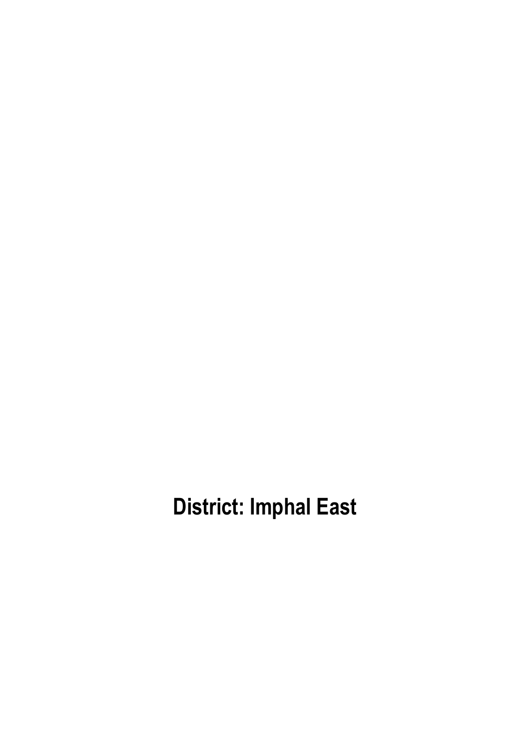# District: Imphal East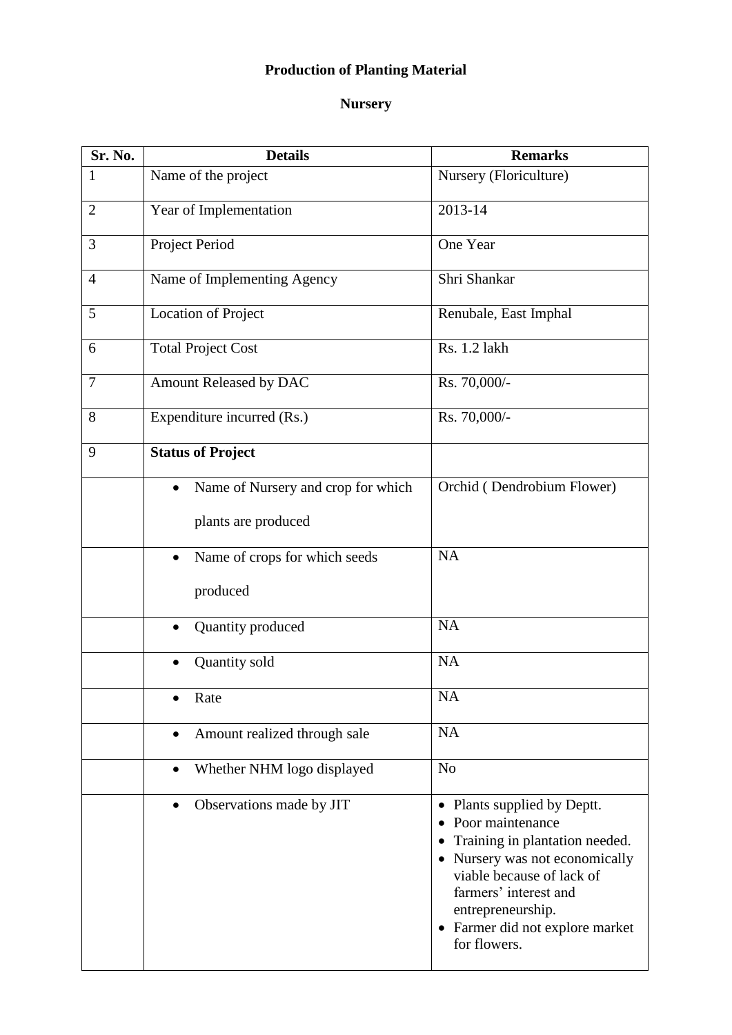# Production of Planting Material

## Nursery

| Sr. No. | Details | Remarks |
|---|---|---|
| 1 | Name of the project | Nursery (Floriculture) |
| 2 | Year of Implementation | 2013-14 |
| 3 | Project Period | One Year |
| 4 | Name of Implementing Agency | Shri Shankar |
| 5 | Location of Project | Renubale, East Imphal |
| 6 | Total Project Cost | Rs. 1.2 lakh |
| 7 | Amount Released by DAC | Rs. 70,000/- |
| 8 | Expenditure incurred (Rs.) | Rs. 70,000/- |
| 9 | **Status of Project** | |
| | • Name of Nursery and crop for which plants are produced | Orchid ( Dendrobium Flower) |
| | • Name of crops for which seeds produced | NA |
| | • Quantity produced | NA |
| | • Quantity sold | NA |
| | • Rate | NA |
| | • Amount realized through sale | NA |
| | • Whether NHM logo displayed | No |
| | • Observations made by JIT | • Plants supplied by Deptt.<br>• Poor maintenance<br>• Training in plantation needed.<br>• Nursery was not economically viable because of lack of farmers' interest and entrepreneurship.<br>• Farmer did not explore market for flowers. |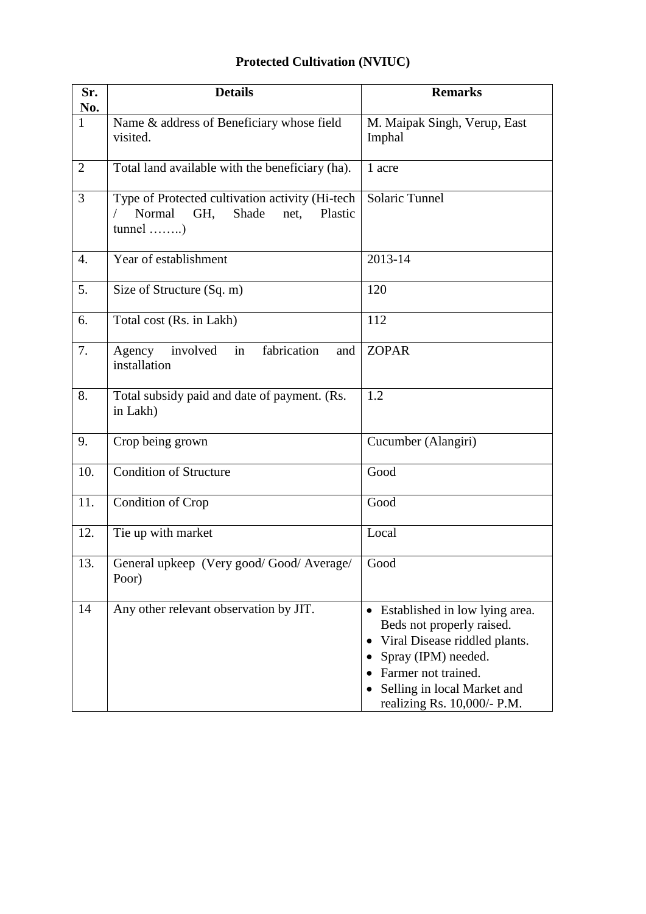# Protected Cultivation (NVIUC)

| Sr. No. | Details | Remarks |
|---|---|---|
| 1 | Name & address of Beneficiary whose field visited. | M. Maipak Singh, Verup, East Imphal |
| 2 | Total land available with the beneficiary (ha). | 1 acre |
| 3 | Type of Protected cultivation activity (Hi-tech / Normal GH, Shade net, Plastic tunnel ……..) | Solaric Tunnel |
| 4. | Year of establishment | 2013-14 |
| 5. | Size of Structure (Sq. m) | 120 |
| 6. | Total cost (Rs. in Lakh) | 112 |
| 7. | Agency involved in fabrication and installation | ZOPAR |
| 8. | Total subsidy paid and date of payment. (Rs. in Lakh) | 1.2 |
| 9. | Crop being grown | Cucumber (Alangiri) |
| 10. | Condition of Structure | Good |
| 11. | Condition of Crop | Good |
| 12. | Tie up with market | Local |
| 13. | General upkeep (Very good/ Good/ Average/ Poor) | Good |
| 14 | Any other relevant observation by JIT. | • Established in low lying area. Beds not properly raised.<br>• Viral Disease riddled plants.<br>• Spray (IPM) needed.<br>• Farmer not trained.<br>• Selling in local Market and realizing Rs. 10,000/- P.M. |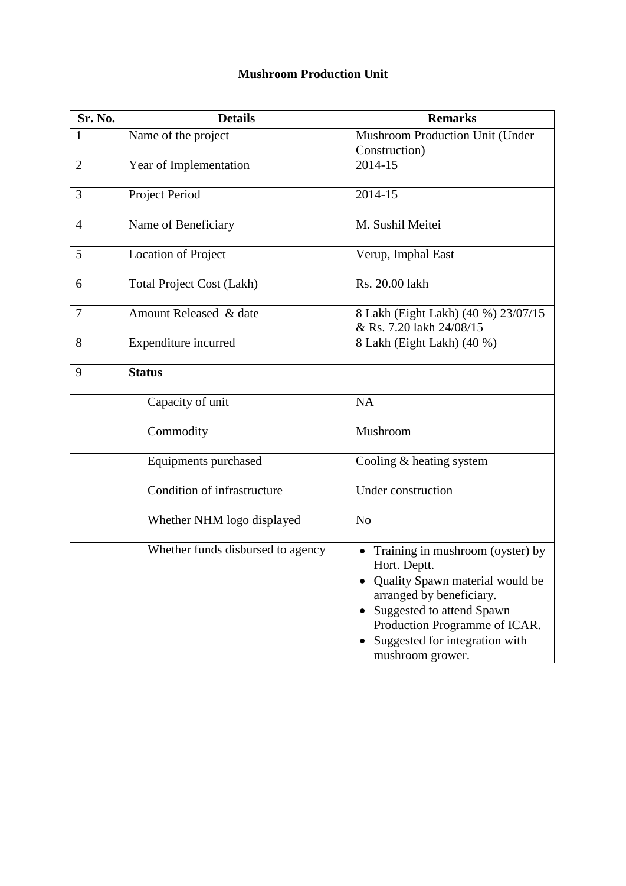**Mushroom Production Unit**

| Sr. No. | Details | Remarks |
|---|---|---|
| 1 | Name of the project | Mushroom Production Unit (Under Construction) |
| 2 | Year of Implementation | 2014-15 |
| 3 | Project Period | 2014-15 |
| 4 | Name of Beneficiary | M. Sushil Meitei |
| 5 | Location of Project | Verup, Imphal East |
| 6 | Total Project Cost (Lakh) | Rs. 20.00 lakh |
| 7 | Amount Released & date | 8 Lakh (Eight Lakh) (40 %) 23/07/15 & Rs. 7.20 lakh 24/08/15 |
| 8 | Expenditure incurred | 8 Lakh (Eight Lakh) (40 %) |
| 9 | **Status** | |
| | Capacity of unit | NA |
| | Commodity | Mushroom |
| | Equipments purchased | Cooling & heating system |
| | Condition of infrastructure | Under construction |
| | Whether NHM logo displayed | No |
| | Whether funds disbursed to agency | • Training in mushroom (oyster) by Hort. Deptt. • Quality Spawn material would be arranged by beneficiary. • Suggested to attend Spawn Production Programme of ICAR. • Suggested for integration with mushroom grower. |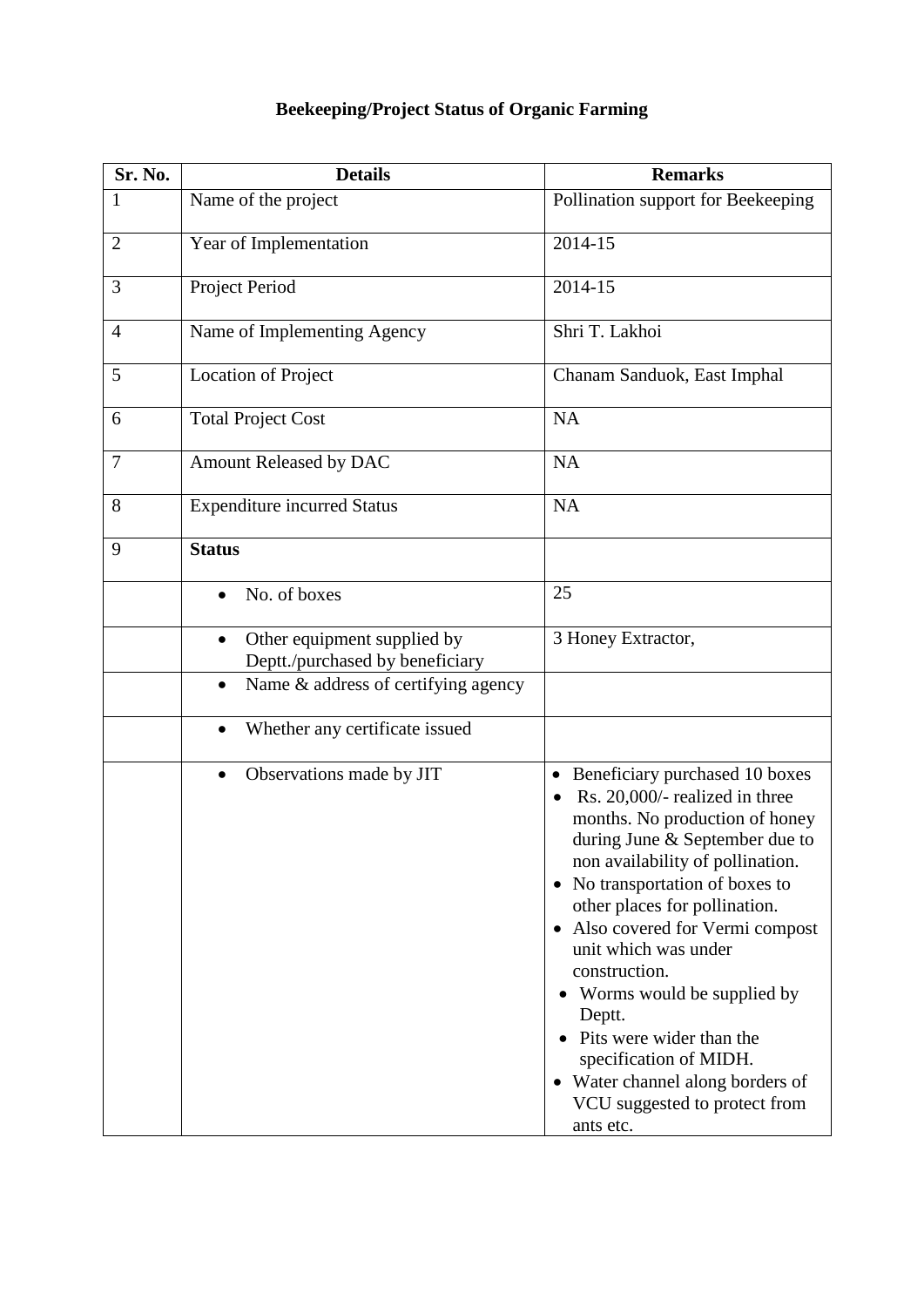**Beekeeping/Project Status of Organic Farming**

| Sr. No. | Details | Remarks |
|---|---|---|
| 1 | Name of the project | Pollination support for Beekeeping |
| 2 | Year of Implementation | 2014-15 |
| 3 | Project Period | 2014-15 |
| 4 | Name of Implementing Agency | Shri T. Lakhoi |
| 5 | Location of Project | Chanam Sanduok, East Imphal |
| 6 | Total Project Cost | NA |
| 7 | Amount Released by DAC | NA |
| 8 | Expenditure incurred Status | NA |
| 9 | **Status** | |
| | • No. of boxes | 25 |
| | • Other equipment supplied by Deptt./purchased by beneficiary | 3 Honey Extractor, |
| | • Name & address of certifying agency | |
| | • Whether any certificate issued | |
| | • Observations made by JIT | • Beneficiary purchased 10 boxes<br>• Rs. 20,000/- realized in three months. No production of honey during June & September due to non availability of pollination.<br>• No transportation of boxes to other places for pollination.<br>• Also covered for Vermi compost unit which was under construction.<br>• Worms would be supplied by Deptt.<br>• Pits were wider than the specification of MIDH.<br>• Water channel along borders of VCU suggested to protect from ants etc. |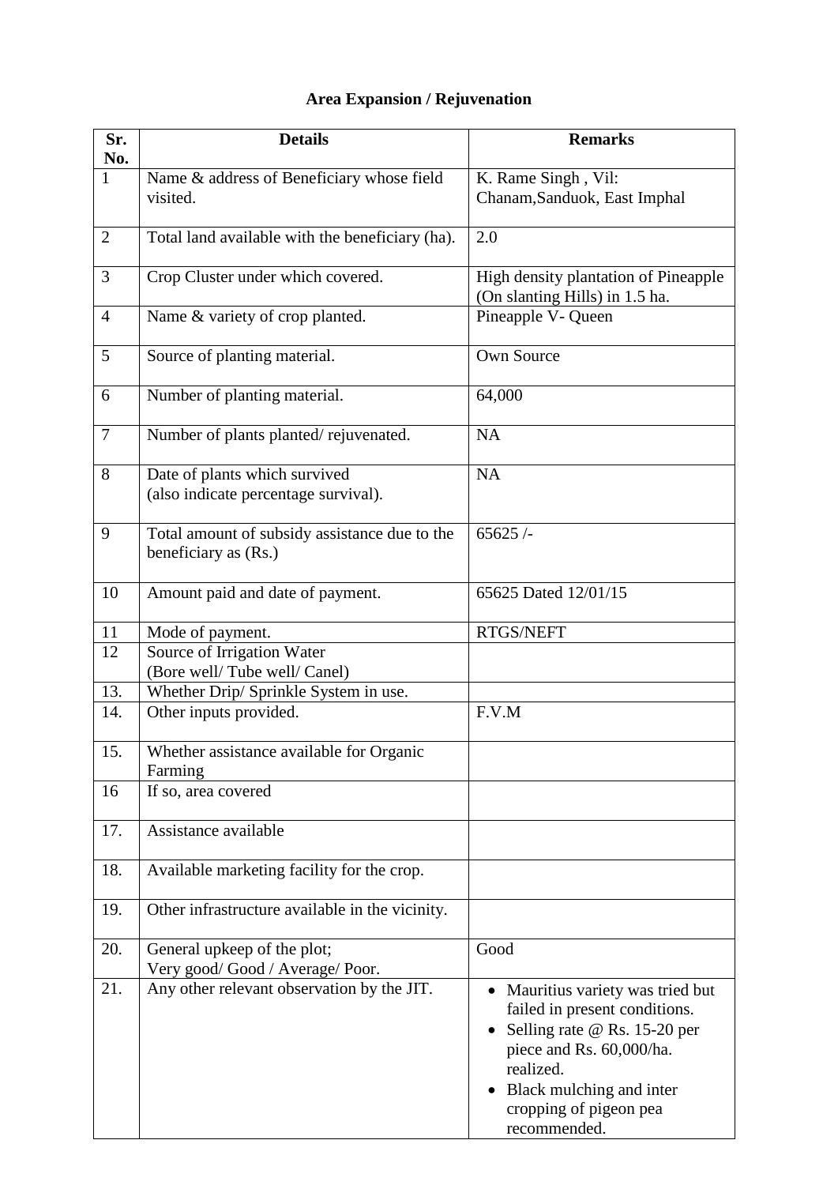**Area Expansion / Rejuvenation**

| Sr. No. | Details | Remarks |
|---|---|---|
| 1 | Name & address of Beneficiary whose field visited. | K. Rame Singh , Vil: Chanam,Sanduok, East Imphal |
| 2 | Total land available with the beneficiary (ha). | 2.0 |
| 3 | Crop Cluster under which covered. | High density plantation of Pineapple (On slanting Hills) in 1.5 ha. |
| 4 | Name & variety of crop planted. | Pineapple V- Queen |
| 5 | Source of planting material. | Own Source |
| 6 | Number of planting material. | 64,000 |
| 7 | Number of plants planted/ rejuvenated. | NA |
| 8 | Date of plants which survived (also indicate percentage survival). | NA |
| 9 | Total amount of subsidy assistance due to the beneficiary as (Rs.) | 65625 /- |
| 10 | Amount paid and date of payment. | 65625 Dated 12/01/15 |
| 11 | Mode of payment. | RTGS/NEFT |
| 12 | Source of Irrigation Water (Bore well/ Tube well/ Canel) | |
| 13. | Whether Drip/ Sprinkle System in use. | |
| 14. | Other inputs provided. | F.V.M |
| 15. | Whether assistance available for Organic Farming | |
| 16 | If so, area covered | |
| 17. | Assistance available | |
| 18. | Available marketing facility for the crop. | |
| 19. | Other infrastructure available in the vicinity. | |
| 20. | General upkeep of the plot; Very good/ Good / Average/ Poor. | Good |
| 21. | Any other relevant observation by the JIT. | • Mauritius variety was tried but failed in present conditions. • Selling rate @ Rs. 15-20 per piece and Rs. 60,000/ha. realized. • Black mulching and inter cropping of pigeon pea recommended. |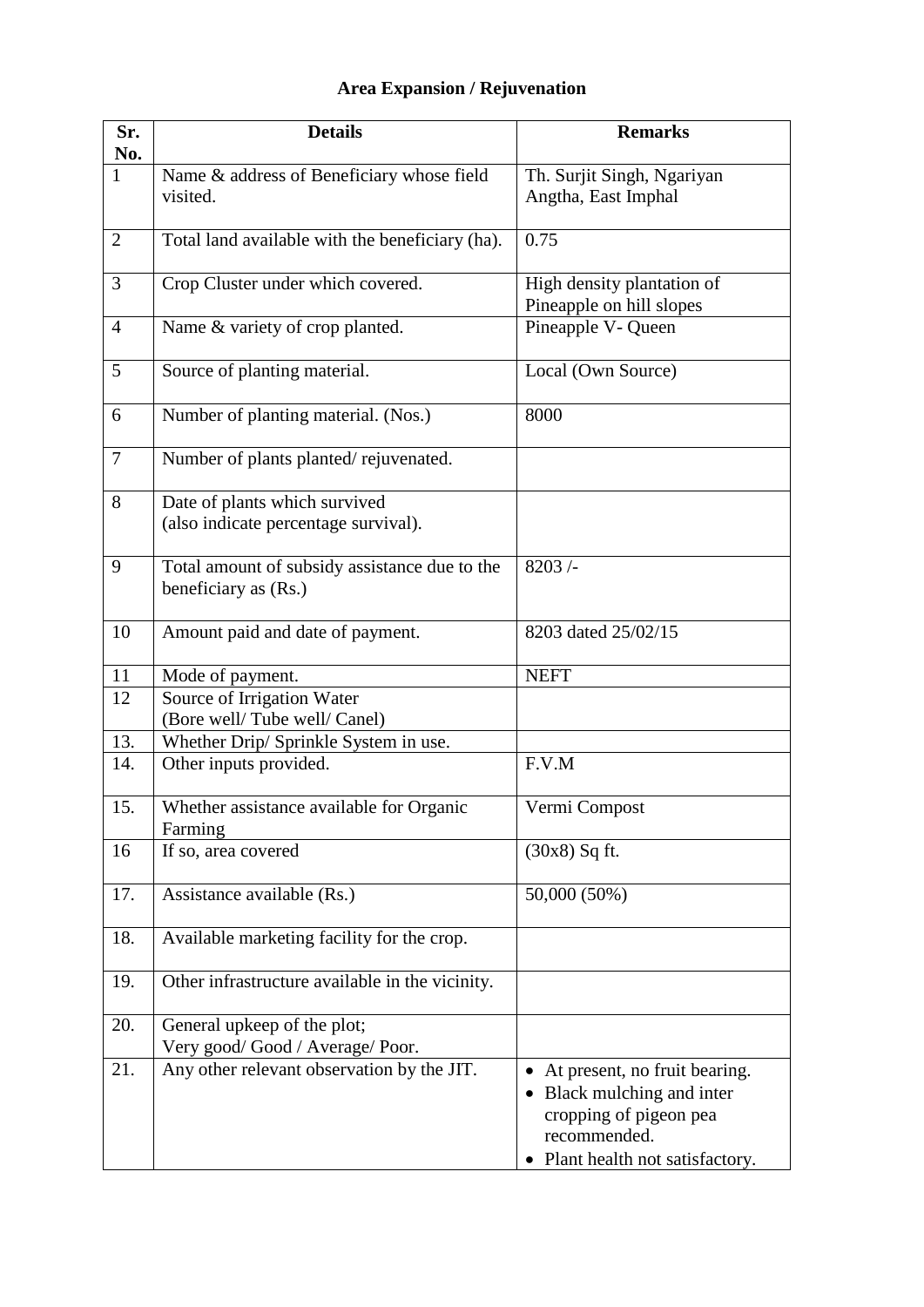**Area Expansion / Rejuvenation**

| Sr. No. | Details | Remarks |
|---|---|---|
| 1 | Name & address of Beneficiary whose field visited. | Th. Surjit Singh, Ngariyan Angtha, East Imphal |
| 2 | Total land available with the beneficiary (ha). | 0.75 |
| 3 | Crop Cluster under which covered. | High density plantation of Pineapple on hill slopes |
| 4 | Name & variety of crop planted. | Pineapple V- Queen |
| 5 | Source of planting material. | Local (Own Source) |
| 6 | Number of planting material. (Nos.) | 8000 |
| 7 | Number of plants planted/ rejuvenated. | |
| 8 | Date of plants which survived (also indicate percentage survival). | |
| 9 | Total amount of subsidy assistance due to the beneficiary as (Rs.) | 8203 /- |
| 10 | Amount paid and date of payment. | 8203 dated 25/02/15 |
| 11 | Mode of payment. | NEFT |
| 12 | Source of Irrigation Water (Bore well/ Tube well/ Canel) | |
| 13. | Whether Drip/ Sprinkle System in use. | |
| 14. | Other inputs provided. | F.V.M |
| 15. | Whether assistance available for Organic Farming | Vermi Compost |
| 16 | If so, area covered | (30x8) Sq ft. |
| 17. | Assistance available (Rs.) | 50,000 (50%) |
| 18. | Available marketing facility for the crop. | |
| 19. | Other infrastructure available in the vicinity. | |
| 20. | General upkeep of the plot; Very good/ Good / Average/ Poor. | |
| 21. | Any other relevant observation by the JIT. | • At present, no fruit bearing.<br>• Black mulching and inter cropping of pigeon pea recommended.<br>• Plant health not satisfactory. |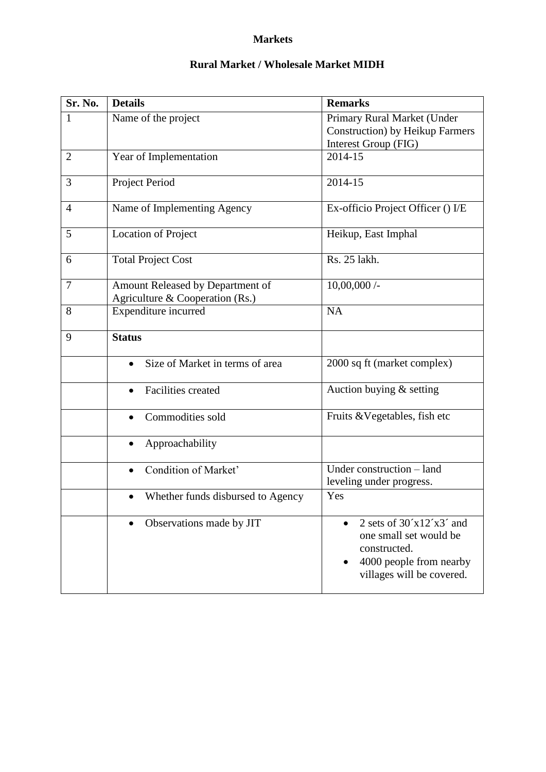**Markets**

**Rural Market / Wholesale Market MIDH**

| Sr. No. | Details | Remarks |
|---|---|---|
| 1 | Name of the project | Primary Rural Market (Under Construction) by Heikup Farmers Interest Group (FIG) |
| 2 | Year of Implementation | 2014-15 |
| 3 | Project Period | 2014-15 |
| 4 | Name of Implementing Agency | Ex-officio Project Officer () I/E |
| 5 | Location of Project | Heikup, East Imphal |
| 6 | Total Project Cost | Rs. 25 lakh. |
| 7 | Amount Released by Department of Agriculture & Cooperation (Rs.) | 10,00,000 /- |
| 8 | Expenditure incurred | NA |
| 9 | **Status** | |
| | • Size of Market in terms of area | 2000 sq ft (market complex) |
| | • Facilities created | Auction buying & setting |
| | • Commodities sold | Fruits &Vegetables, fish etc |
| | • Approachability | |
| | • Condition of Market' | Under construction – land leveling under progress. |
| | • Whether funds disbursed to Agency | Yes |
| | • Observations made by JIT | • 2 sets of 30´x12´x3´ and one small set would be constructed. • 4000 people from nearby villages will be covered. |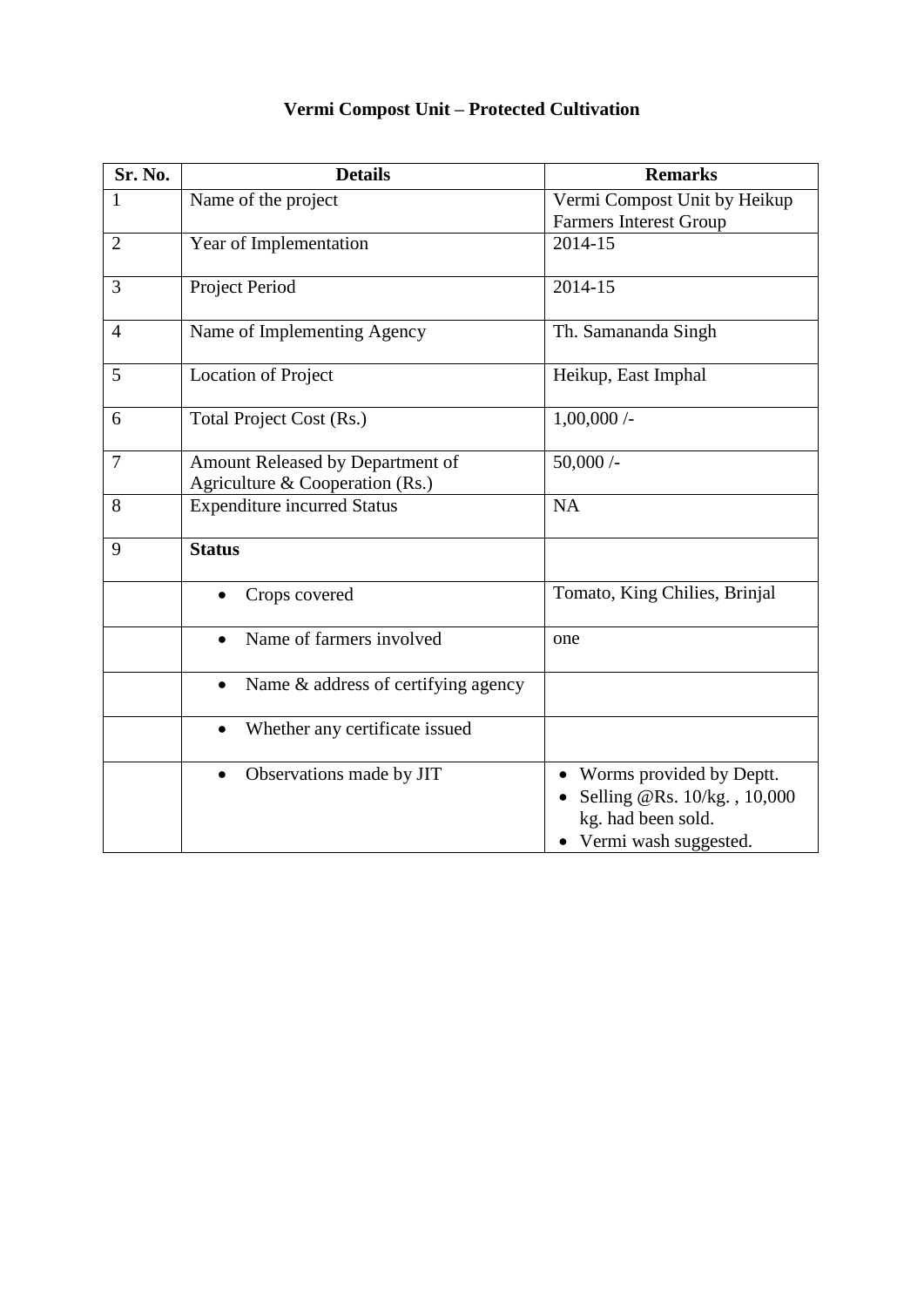# Vermi Compost Unit – Protected Cultivation

| Sr. No. | Details | Remarks |
|---|---|---|
| 1 | Name of the project | Vermi Compost Unit by Heikup Farmers Interest Group |
| 2 | Year of Implementation | 2014-15 |
| 3 | Project Period | 2014-15 |
| 4 | Name of Implementing Agency | Th. Samananda Singh |
| 5 | Location of Project | Heikup, East Imphal |
| 6 | Total Project Cost (Rs.) | 1,00,000 /- |
| 7 | Amount Released by Department of Agriculture & Cooperation (Rs.) | 50,000 /- |
| 8 | Expenditure incurred Status | NA |
| 9 | **Status** | |
| | • Crops covered | Tomato, King Chilies, Brinjal |
| | • Name of farmers involved | one |
| | • Name & address of certifying agency | |
| | • Whether any certificate issued | |
| | • Observations made by JIT | • Worms provided by Deptt. <br> • Selling @Rs. 10/kg. , 10,000 kg. had been sold. <br> • Vermi wash suggested. |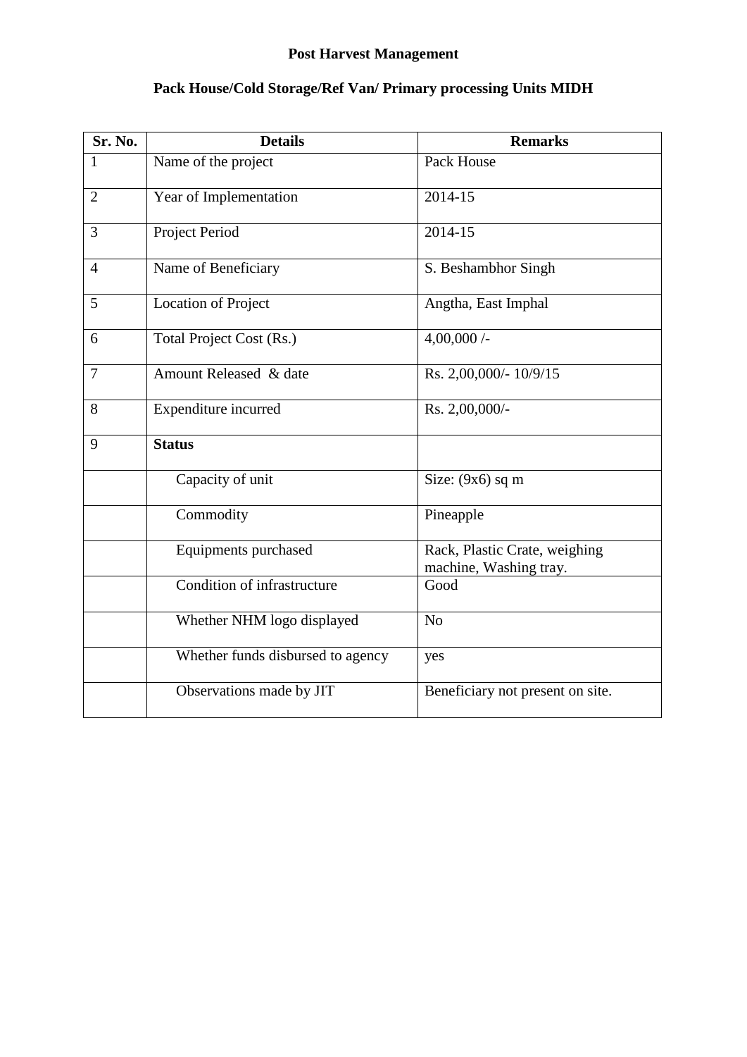**Post Harvest Management**

**Pack House/Cold Storage/Ref Van/ Primary processing Units MIDH**

| Sr. No. | Details | Remarks |
|---|---|---|
| 1 | Name of the project | Pack House |
| 2 | Year of Implementation | 2014-15 |
| 3 | Project Period | 2014-15 |
| 4 | Name of Beneficiary | S. Beshambhor Singh |
| 5 | Location of Project | Angtha, East Imphal |
| 6 | Total Project Cost (Rs.) | 4,00,000 /- |
| 7 | Amount Released & date | Rs. 2,00,000/- 10/9/15 |
| 8 | Expenditure incurred | Rs. 2,00,000/- |
| 9 | **Status** | |
| | Capacity of unit | Size: (9x6) sq m |
| | Commodity | Pineapple |
| | Equipments purchased | Rack, Plastic Crate, weighing machine, Washing tray. |
| | Condition of infrastructure | Good |
| | Whether NHM logo displayed | No |
| | Whether funds disbursed to agency | yes |
| | Observations made by JIT | Beneficiary not present on site. |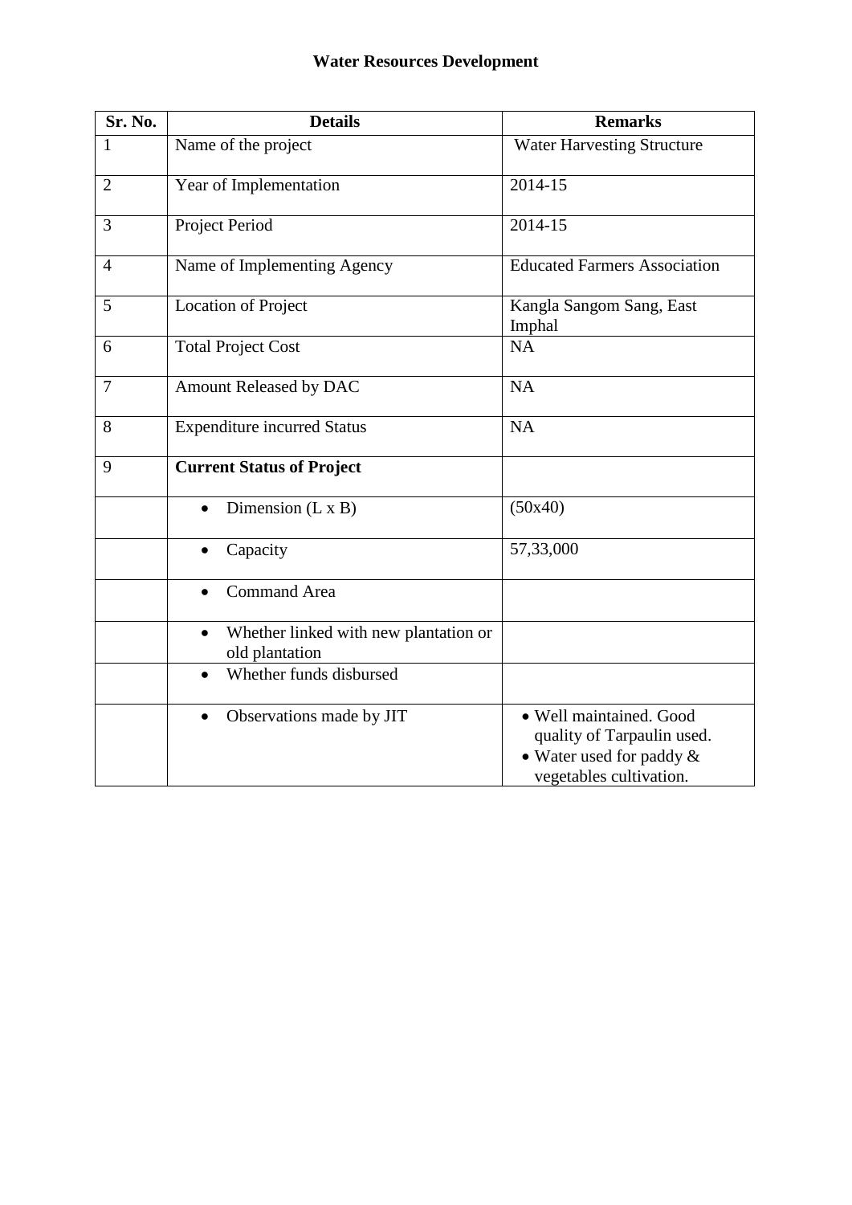# Water Resources Development

| Sr. No. | Details | Remarks |
|---|---|---|
| 1 | Name of the project | Water Harvesting Structure |
| 2 | Year of Implementation | 2014-15 |
| 3 | Project Period | 2014-15 |
| 4 | Name of Implementing Agency | Educated Farmers Association |
| 5 | Location of Project | Kangla Sangom Sang, East Imphal |
| 6 | Total Project Cost | NA |
| 7 | Amount Released by DAC | NA |
| 8 | Expenditure incurred Status | NA |
| 9 | **Current Status of Project** | |
| | • Dimension (L x B) | (50x40) |
| | • Capacity | 57,33,000 |
| | • Command Area | |
| | • Whether linked with new plantation or old plantation | |
| | • Whether funds disbursed | |
| | • Observations made by JIT | • Well maintained. Good quality of Tarpaulin used. • Water used for paddy & vegetables cultivation. |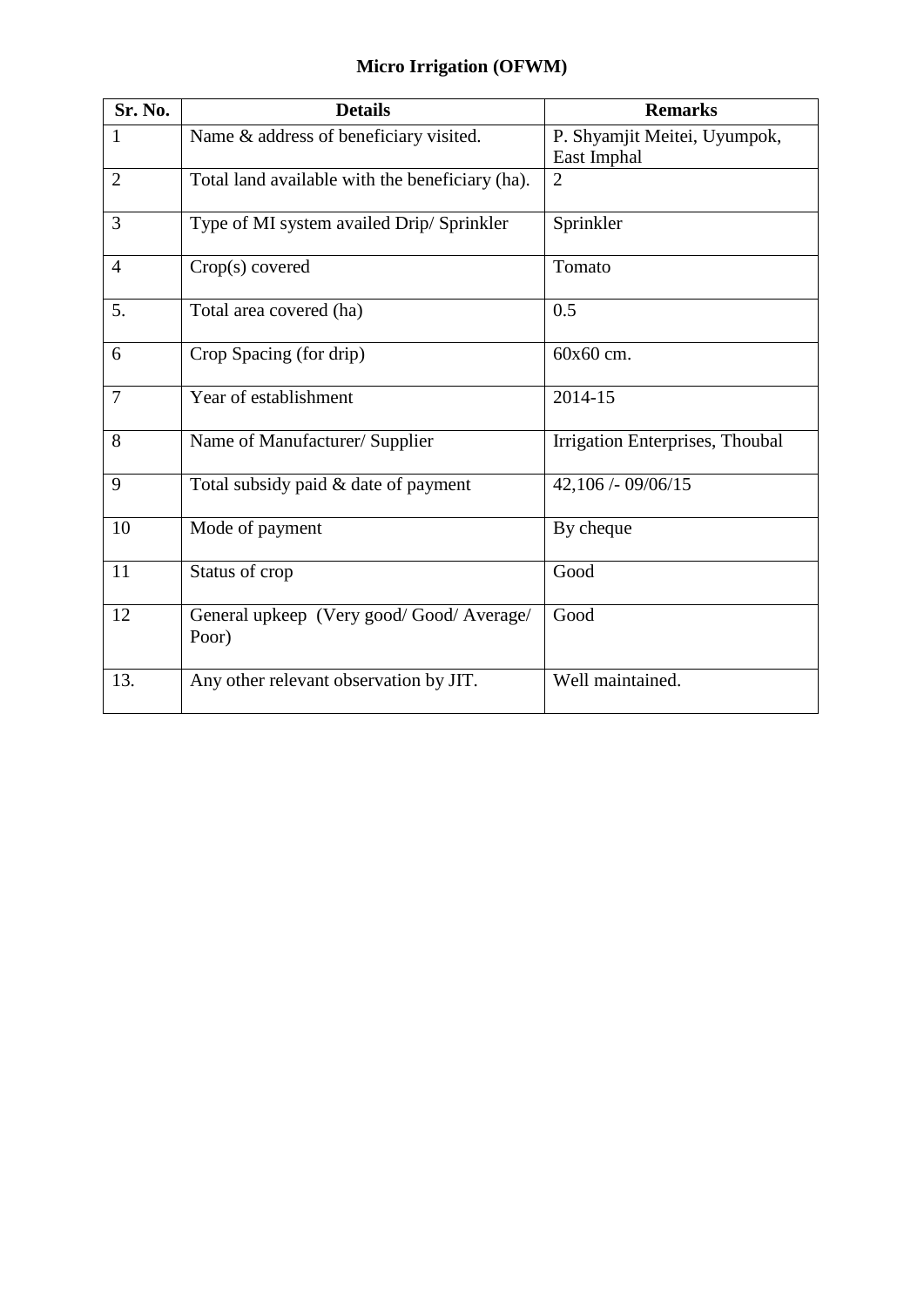# Micro Irrigation (OFWM)

| Sr. No. | Details | Remarks |
|---|---|---|
| 1 | Name & address of beneficiary visited. | P. Shyamjit Meitei, Uyumpok, East Imphal |
| 2 | Total land available with the beneficiary (ha). | 2 |
| 3 | Type of MI system availed Drip/ Sprinkler | Sprinkler |
| 4 | Crop(s) covered | Tomato |
| 5. | Total area covered (ha) | 0.5 |
| 6 | Crop Spacing (for drip) | 60x60 cm. |
| 7 | Year of establishment | 2014-15 |
| 8 | Name of Manufacturer/ Supplier | Irrigation Enterprises, Thoubal |
| 9 | Total subsidy paid & date of payment | 42,106 /- 09/06/15 |
| 10 | Mode of payment | By cheque |
| 11 | Status of crop | Good |
| 12 | General upkeep (Very good/ Good/ Average/ Poor) | Good |
| 13. | Any other relevant observation by JIT. | Well maintained. |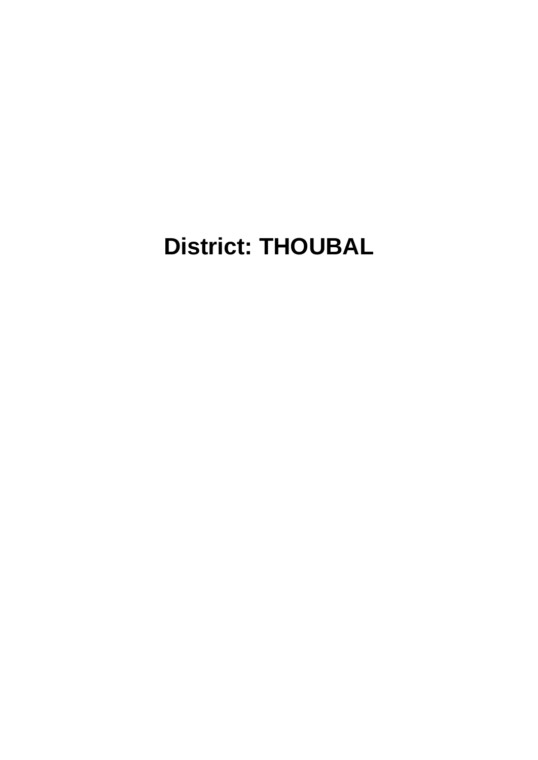# District: THOUBAL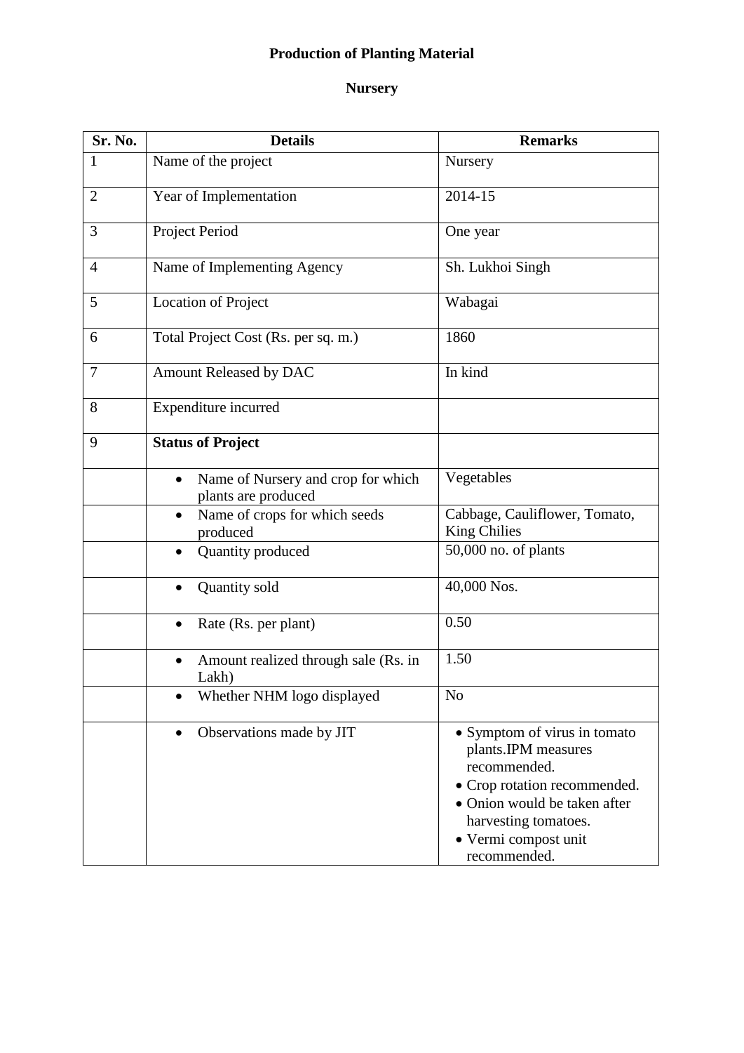# Production of Planting Material

## Nursery

| Sr. No. | Details | Remarks |
|---|---|---|
| 1 | Name of the project | Nursery |
| 2 | Year of Implementation | 2014-15 |
| 3 | Project Period | One year |
| 4 | Name of Implementing Agency | Sh. Lukhoi Singh |
| 5 | Location of Project | Wabagai |
| 6 | Total Project Cost (Rs. per sq. m.) | 1860 |
| 7 | Amount Released by DAC | In kind |
| 8 | Expenditure incurred | |
| 9 | **Status of Project** | |
| | • Name of Nursery and crop for which plants are produced | Vegetables |
| | • Name of crops for which seeds produced | Cabbage, Cauliflower, Tomato, King Chilies |
| | • Quantity produced | 50,000 no. of plants |
| | • Quantity sold | 40,000 Nos. |
| | • Rate (Rs. per plant) | 0.50 |
| | • Amount realized through sale (Rs. in Lakh) | 1.50 |
| | • Whether NHM logo displayed | No |
| | • Observations made by JIT | • Symptom of virus in tomato plants.IPM measures recommended.<br>• Crop rotation recommended.<br>• Onion would be taken after harvesting tomatoes.<br>• Vermi compost unit recommended. |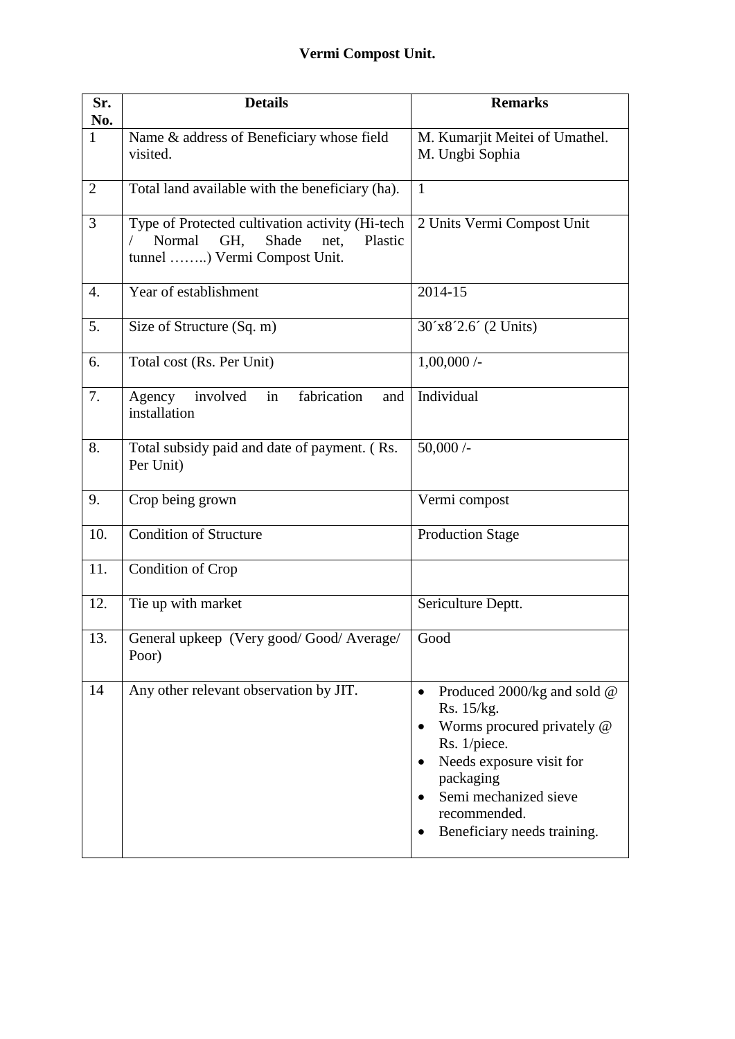# Vermi Compost Unit.

| Sr. No. | Details | Remarks |
|---|---|---|
| 1 | Name & address of Beneficiary whose field visited. | M. Kumarjit Meitei of Umathel.<br>M. Ungbi Sophia |
| 2 | Total land available with the beneficiary (ha). | 1 |
| 3 | Type of Protected cultivation activity (Hi-tech / Normal GH, Shade net, Plastic tunnel ……..) Vermi Compost Unit. | 2 Units Vermi Compost Unit |
| 4. | Year of establishment | 2014-15 |
| 5. | Size of Structure (Sq. m) | 30´x8´2.6´ (2 Units) |
| 6. | Total cost (Rs. Per Unit) | 1,00,000 /- |
| 7. | Agency involved in fabrication and installation | Individual |
| 8. | Total subsidy paid and date of payment. ( Rs. Per Unit) | 50,000 /- |
| 9. | Crop being grown | Vermi compost |
| 10. | Condition of Structure | Production Stage |
| 11. | Condition of Crop | |
| 12. | Tie up with market | Sericulture Deptt. |
| 13. | General upkeep (Very good/ Good/ Average/ Poor) | Good |
| 14 | Any other relevant observation by JIT. | • Produced 2000/kg and sold @ Rs. 15/kg.<br>• Worms procured privately @ Rs. 1/piece.<br>• Needs exposure visit for packaging<br>• Semi mechanized sieve recommended.<br>• Beneficiary needs training. |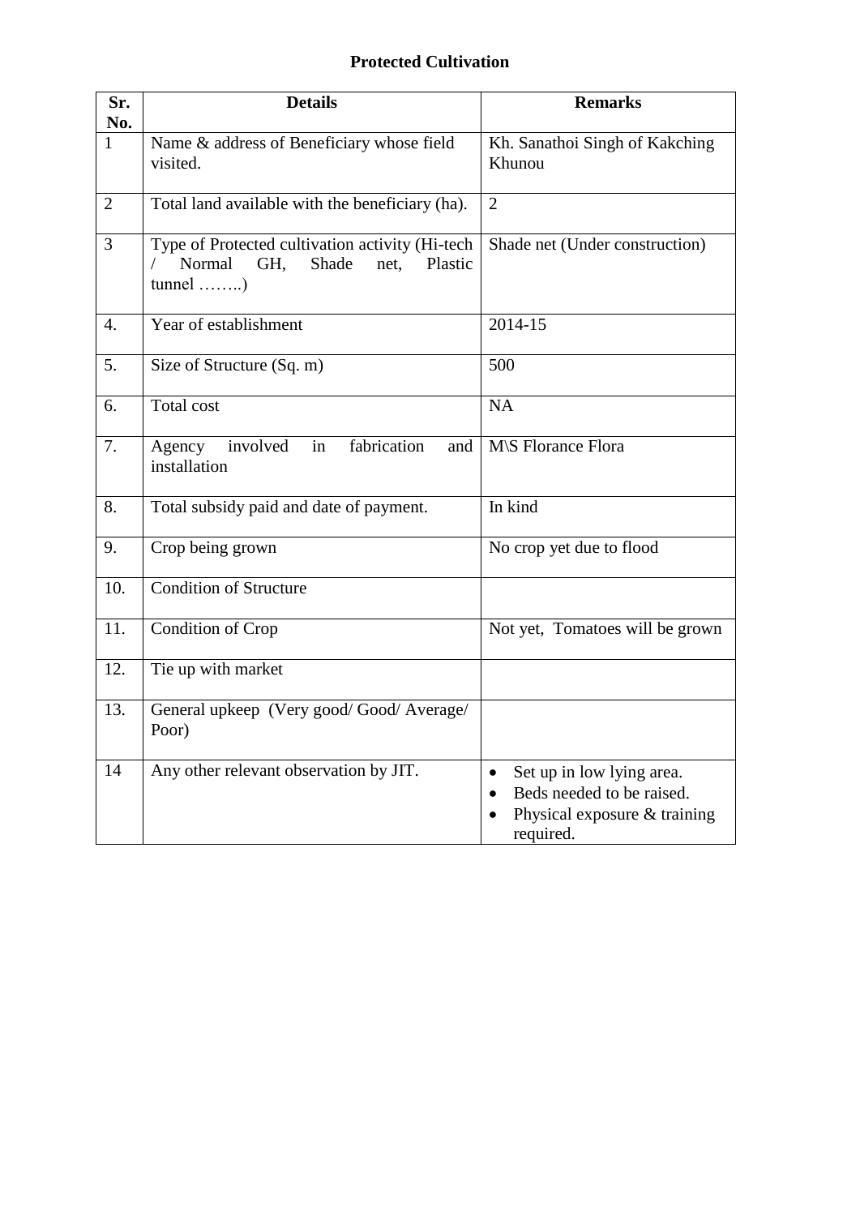**Protected Cultivation**

| Sr. No. | Details | Remarks |
|---|---|---|
| 1 | Name & address of Beneficiary whose field visited. | Kh. Sanathoi Singh of Kakching Khunou |
| 2 | Total land available with the beneficiary (ha). | 2 |
| 3 | Type of Protected cultivation activity (Hi-tech / Normal GH, Shade net, Plastic tunnel ……..) | Shade net (Under construction) |
| 4. | Year of establishment | 2014-15 |
| 5. | Size of Structure (Sq. m) | 500 |
| 6. | Total cost | NA |
| 7. | Agency involved in fabrication and installation | M\S Florance Flora |
| 8. | Total subsidy paid and date of payment. | In kind |
| 9. | Crop being grown | No crop yet due to flood |
| 10. | Condition of Structure | |
| 11. | Condition of Crop | Not yet, Tomatoes will be grown |
| 12. | Tie up with market | |
| 13. | General upkeep (Very good/ Good/ Average/ Poor) | |
| 14 | Any other relevant observation by JIT. | • Set up in low lying area.<br>• Beds needed to be raised.<br>• Physical exposure & training required. |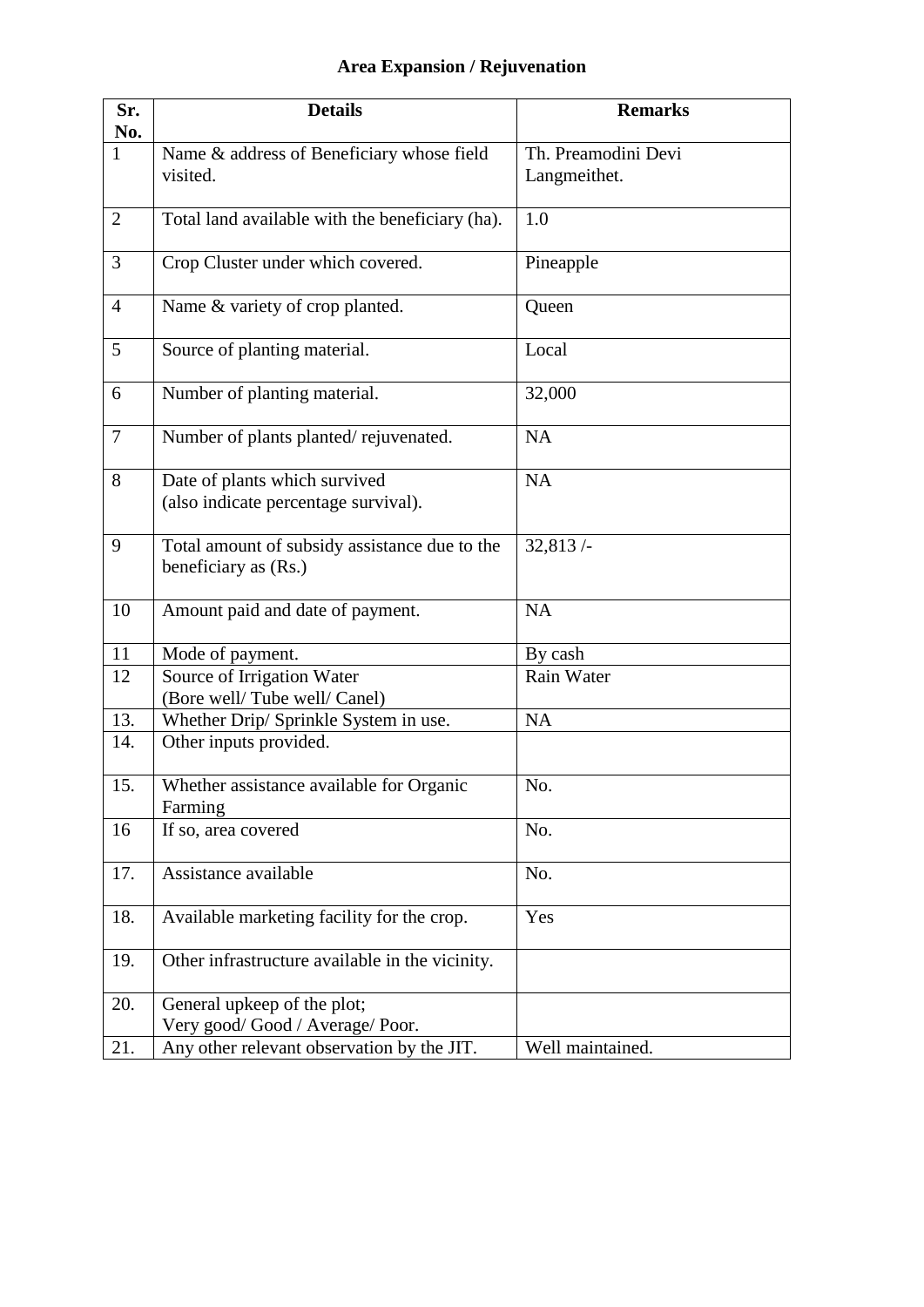### Area Expansion / Rejuvenation

| Sr. No. | Details | Remarks |
|---|---|---|
| 1 | Name & address of Beneficiary whose field visited. | Th. Preamodini Devi Langmeithet. |
| 2 | Total land available with the beneficiary (ha). | 1.0 |
| 3 | Crop Cluster under which covered. | Pineapple |
| 4 | Name & variety of crop planted. | Queen |
| 5 | Source of planting material. | Local |
| 6 | Number of planting material. | 32,000 |
| 7 | Number of plants planted/ rejuvenated. | NA |
| 8 | Date of plants which survived (also indicate percentage survival). | NA |
| 9 | Total amount of subsidy assistance due to the beneficiary as (Rs.) | 32,813 /- |
| 10 | Amount paid and date of payment. | NA |
| 11 | Mode of payment. | By cash |
| 12 | Source of Irrigation Water (Bore well/ Tube well/ Canel) | Rain Water |
| 13. | Whether Drip/ Sprinkle System in use. | NA |
| 14. | Other inputs provided. | |
| 15. | Whether assistance available for Organic Farming | No. |
| 16 | If so, area covered | No. |
| 17. | Assistance available | No. |
| 18. | Available marketing facility for the crop. | Yes |
| 19. | Other infrastructure available in the vicinity. | |
| 20. | General upkeep of the plot; Very good/ Good / Average/ Poor. | |
| 21. | Any other relevant observation by the JIT. | Well maintained. |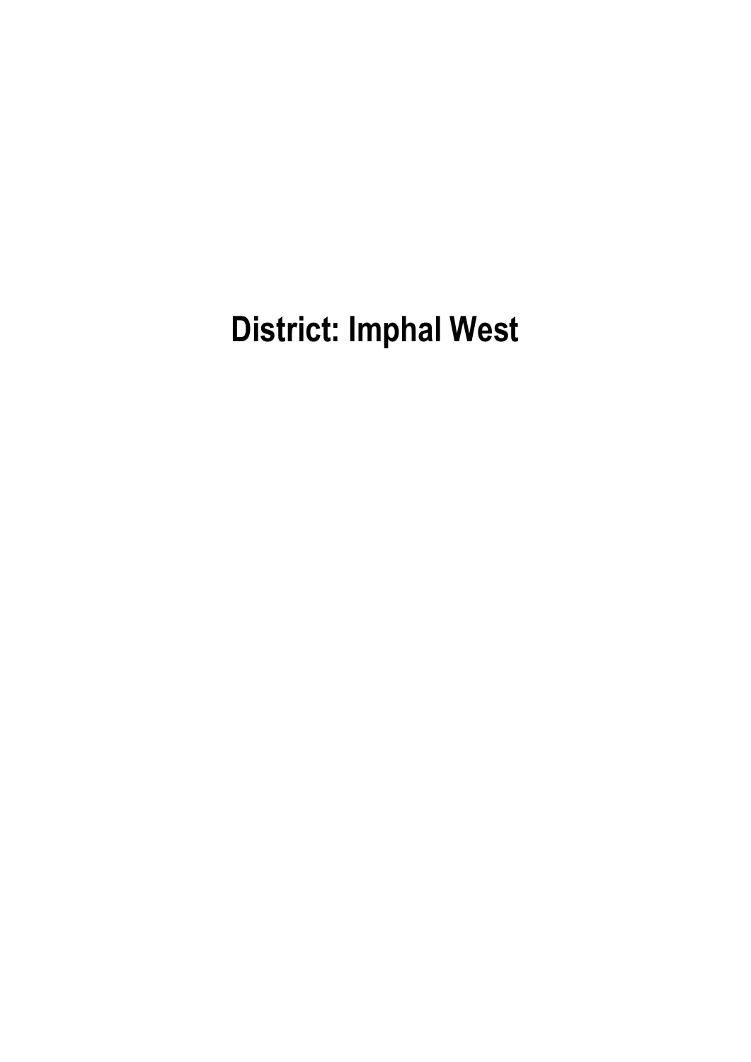# District: Imphal West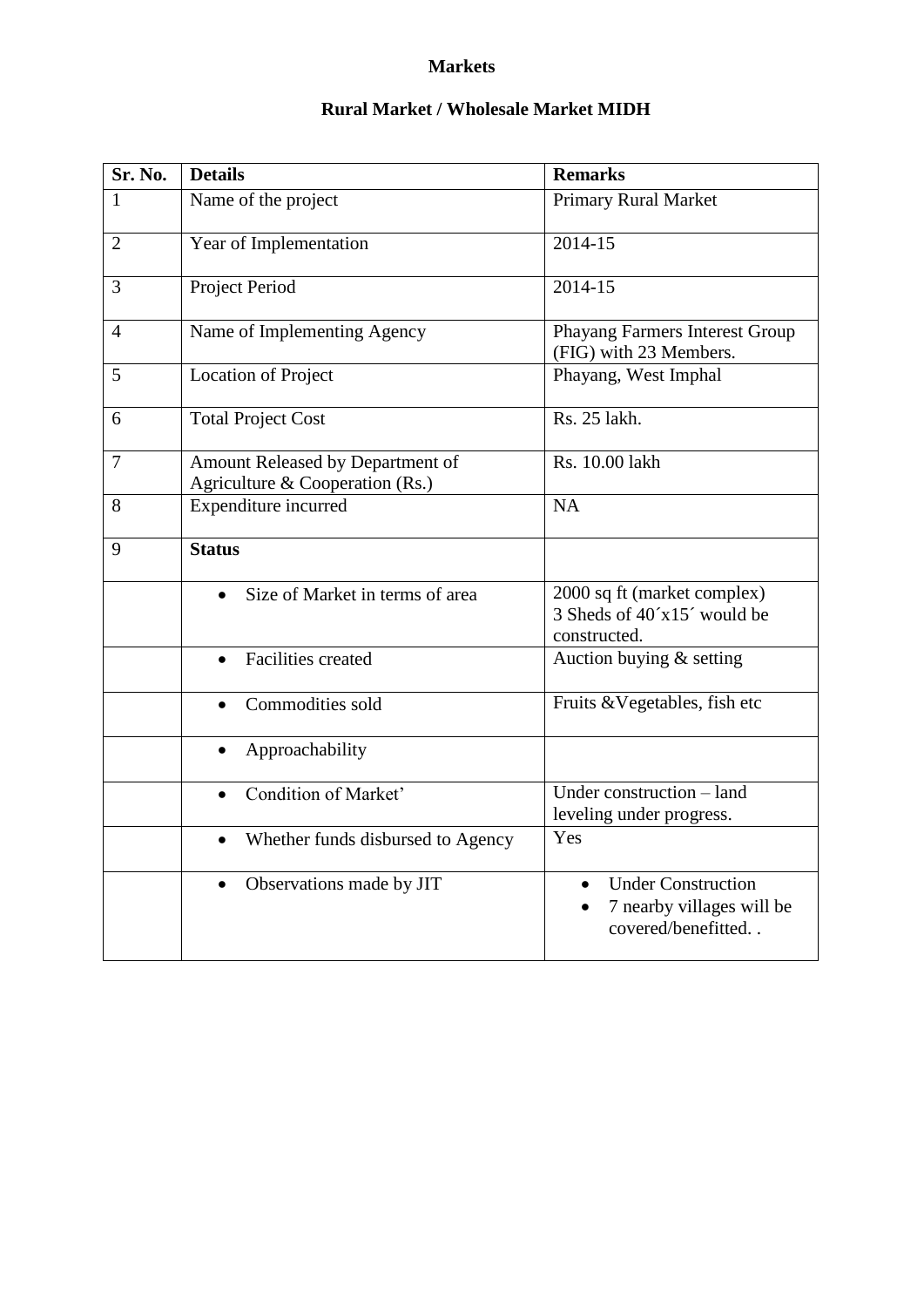**Markets**

**Rural Market / Wholesale Market MIDH**

| Sr. No. | Details | Remarks |
|---|---|---|
| 1 | Name of the project | Primary Rural Market |
| 2 | Year of Implementation | 2014-15 |
| 3 | Project Period | 2014-15 |
| 4 | Name of Implementing Agency | Phayang Farmers Interest Group (FIG) with 23 Members. |
| 5 | Location of Project | Phayang, West Imphal |
| 6 | Total Project Cost | Rs. 25 lakh. |
| 7 | Amount Released by Department of Agriculture & Cooperation (Rs.) | Rs. 10.00 lakh |
| 8 | Expenditure incurred | NA |
| 9 | **Status** | |
| | • Size of Market in terms of area | 2000 sq ft (market complex) 3 Sheds of 40´x15´ would be constructed. |
| | • Facilities created | Auction buying & setting |
| | • Commodities sold | Fruits &Vegetables, fish etc |
| | • Approachability | |
| | • Condition of Market' | Under construction – land leveling under progress. |
| | • Whether funds disbursed to Agency | Yes |
| | • Observations made by JIT | • Under Construction<br>• 7 nearby villages will be covered/benefitted. . |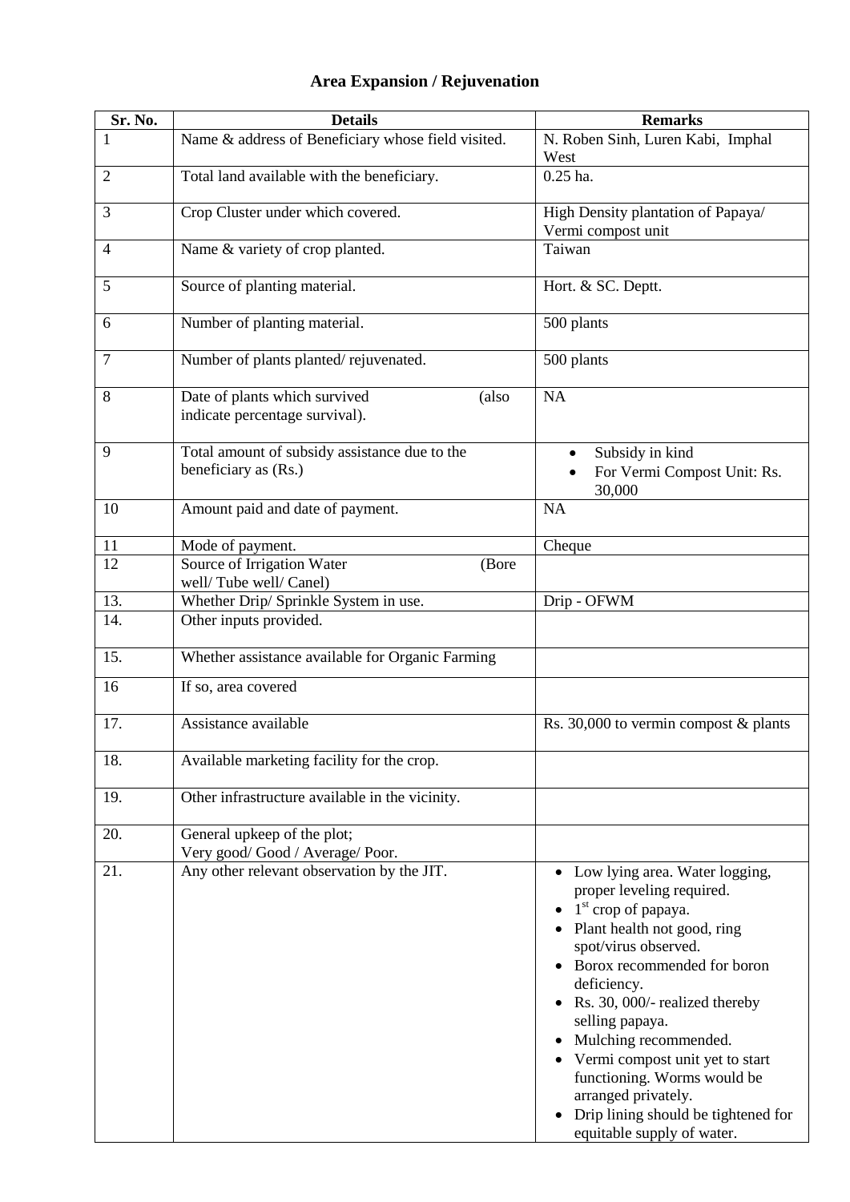# Area Expansion / Rejuvenation

| Sr. No. | Details | Remarks |
|---|---|---|
| 1 | Name & address of Beneficiary whose field visited. | N. Roben Sinh, Luren Kabi, Imphal West |
| 2 | Total land available with the beneficiary. | 0.25 ha. |
| 3 | Crop Cluster under which covered. | High Density plantation of Papaya/ Vermi compost unit |
| 4 | Name & variety of crop planted. | Taiwan |
| 5 | Source of planting material. | Hort. & SC. Deptt. |
| 6 | Number of planting material. | 500 plants |
| 7 | Number of plants planted/ rejuvenated. | 500 plants |
| 8 | Date of plants which survived (also indicate percentage survival). | NA |
| 9 | Total amount of subsidy assistance due to the beneficiary as (Rs.) | • Subsidy in kind<br>• For Vermi Compost Unit: Rs. 30,000 |
| 10 | Amount paid and date of payment. | NA |
| 11 | Mode of payment. | Cheque |
| 12 | Source of Irrigation Water (Bore well/ Tube well/ Canel) | |
| 13. | Whether Drip/ Sprinkle System in use. | Drip - OFWM |
| 14. | Other inputs provided. | |
| 15. | Whether assistance available for Organic Farming | |
| 16 | If so, area covered | |
| 17. | Assistance available | Rs. 30,000 to vermin compost & plants |
| 18. | Available marketing facility for the crop. | |
| 19. | Other infrastructure available in the vicinity. | |
| 20. | General upkeep of the plot;<br>Very good/ Good / Average/ Poor. | |
| 21. | Any other relevant observation by the JIT. | • Low lying area. Water logging, proper leveling required.<br>• 1st crop of papaya.<br>• Plant health not good, ring spot/virus observed.<br>• Borox recommended for boron deficiency.<br>• Rs. 30, 000/- realized thereby selling papaya.<br>• Mulching recommended.<br>• Vermi compost unit yet to start functioning. Worms would be arranged privately.<br>• Drip lining should be tightened for equitable supply of water. |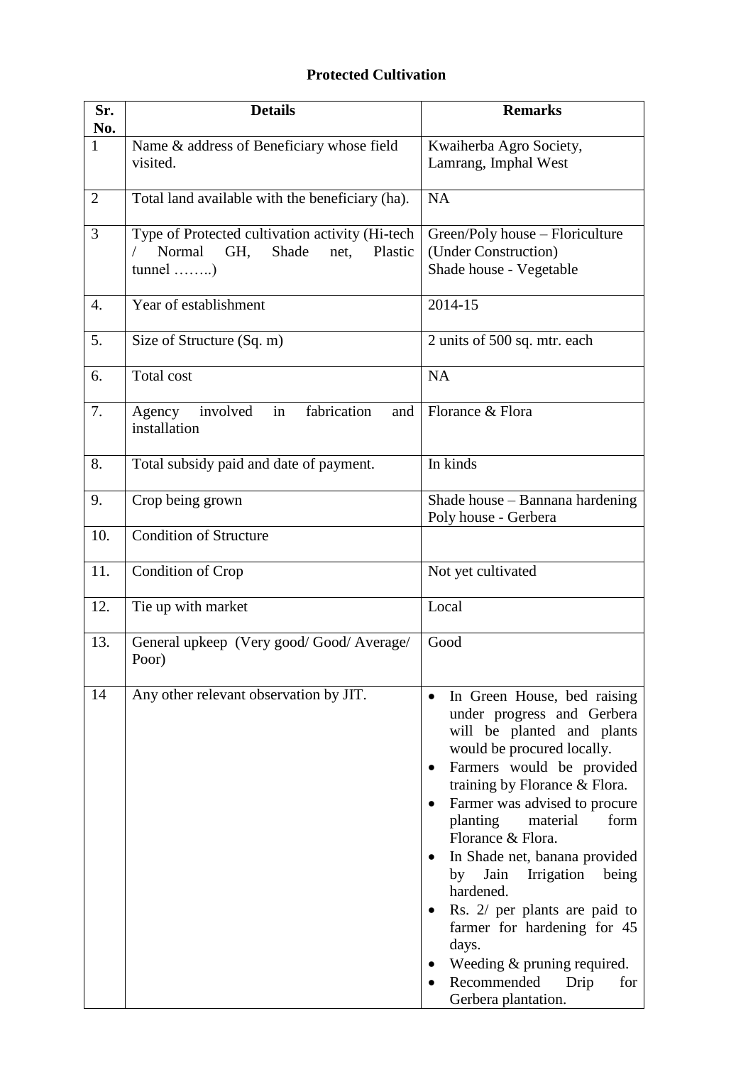# Protected Cultivation

| Sr. No. | Details | Remarks |
|---|---|---|
| 1 | Name & address of Beneficiary whose field visited. | Kwaiherba Agro Society, Lamrang, Imphal West |
| 2 | Total land available with the beneficiary (ha). | NA |
| 3 | Type of Protected cultivation activity (Hi-tech / Normal GH, Shade net, Plastic tunnel ……..) | Green/Poly house – Floriculture (Under Construction)<br>Shade house - Vegetable |
| 4. | Year of establishment | 2014-15 |
| 5. | Size of Structure (Sq. m) | 2 units of 500 sq. mtr. each |
| 6. | Total cost | NA |
| 7. | Agency involved in fabrication and installation | Florance & Flora |
| 8. | Total subsidy paid and date of payment. | In kinds |
| 9. | Crop being grown | Shade house – Bannana hardening<br>Poly house - Gerbera |
| 10. | Condition of Structure | |
| 11. | Condition of Crop | Not yet cultivated |
| 12. | Tie up with market | Local |
| 13. | General upkeep (Very good/ Good/ Average/ Poor) | Good |
| 14 | Any other relevant observation by JIT. | • In Green House, bed raising under progress and Gerbera will be planted and plants would be procured locally.<br>• Farmers would be provided training by Florance & Flora.<br>• Farmer was advised to procure planting material form Florance & Flora.<br>• In Shade net, banana provided by Jain Irrigation being hardened.<br>• Rs. 2/ per plants are paid to farmer for hardening for 45 days.<br>• Weeding & pruning required.<br>• Recommended Drip for Gerbera plantation. |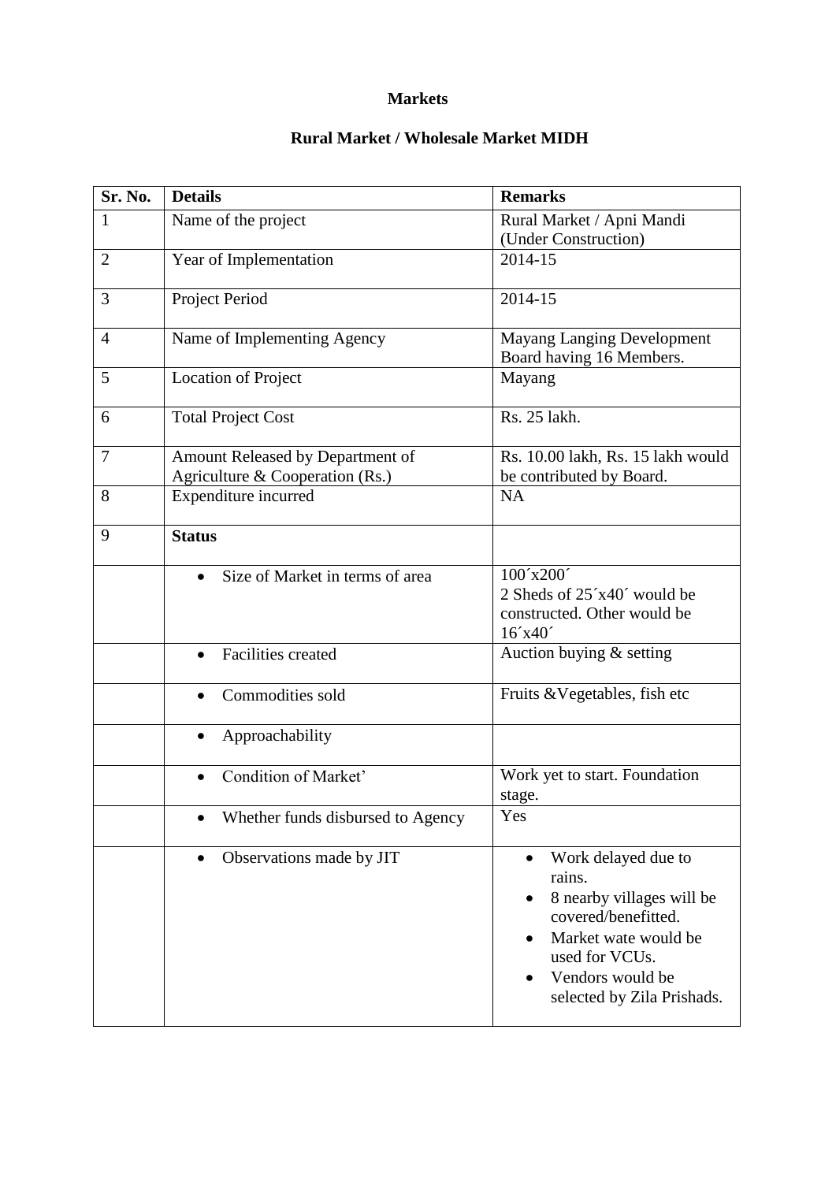**Markets**

**Rural Market / Wholesale Market MIDH**

| Sr. No. | Details | Remarks |
|---|---|---|
| 1 | Name of the project | Rural Market / Apni Mandi (Under Construction) |
| 2 | Year of Implementation | 2014-15 |
| 3 | Project Period | 2014-15 |
| 4 | Name of Implementing Agency | Mayang Langing Development Board having 16 Members. |
| 5 | Location of Project | Mayang |
| 6 | Total Project Cost | Rs. 25 lakh. |
| 7 | Amount Released by Department of Agriculture & Cooperation (Rs.) | Rs. 10.00 lakh, Rs. 15 lakh would be contributed by Board. |
| 8 | Expenditure incurred | NA |
| 9 | **Status** | |
| | • Size of Market in terms of area | 100´x200´ 2 Sheds of 25´x40´ would be constructed. Other would be 16´x40´ |
| | • Facilities created | Auction buying & setting |
| | • Commodities sold | Fruits &Vegetables, fish etc |
| | • Approachability | |
| | • Condition of Market' | Work yet to start. Foundation stage. |
| | • Whether funds disbursed to Agency | Yes |
| | • Observations made by JIT | • Work delayed due to rains. • 8 nearby villages will be covered/benefitted. • Market wate would be used for VCUs. • Vendors would be selected by Zila Prishads. |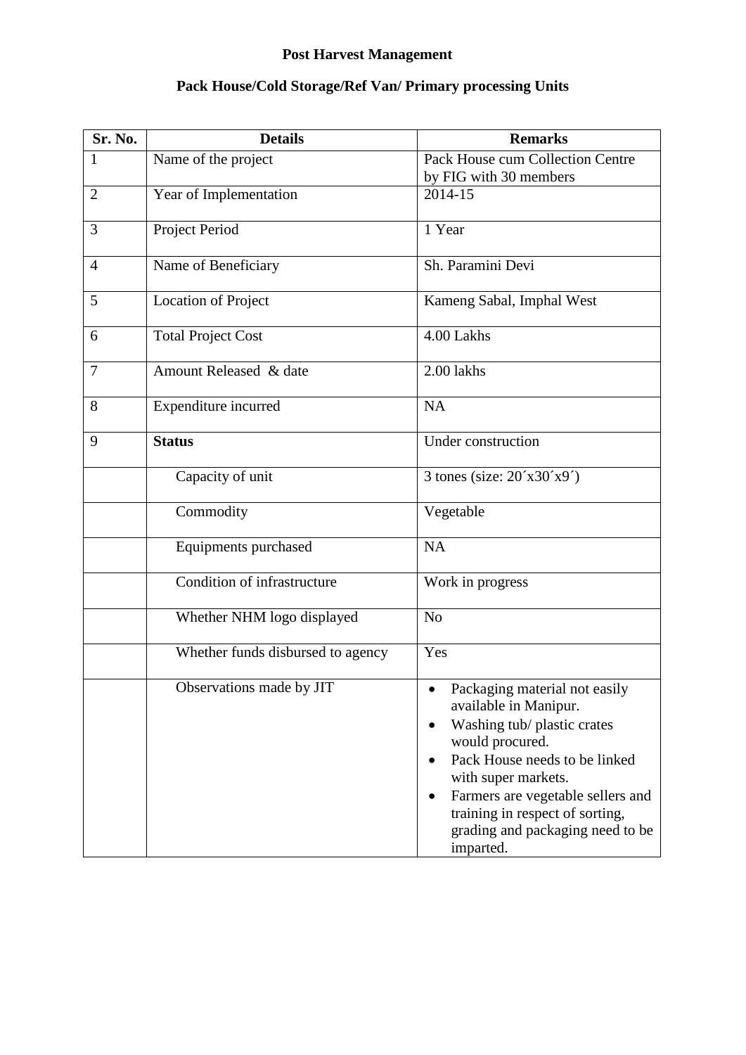## Post Harvest Management

## Pack House/Cold Storage/Ref Van/ Primary processing Units

| Sr. No. | Details | Remarks |
|---|---|---|
| 1 | Name of the project | Pack House cum Collection Centre by FIG with 30 members |
| 2 | Year of Implementation | 2014-15 |
| 3 | Project Period | 1 Year |
| 4 | Name of Beneficiary | Sh. Paramini Devi |
| 5 | Location of Project | Kameng Sabal, Imphal West |
| 6 | Total Project Cost | 4.00 Lakhs |
| 7 | Amount Released & date | 2.00 lakhs |
| 8 | Expenditure incurred | NA |
| 9 | **Status** | Under construction |
| | Capacity of unit | 3 tones (size: 20´x30´x9´) |
| | Commodity | Vegetable |
| | Equipments purchased | NA |
| | Condition of infrastructure | Work in progress |
| | Whether NHM logo displayed | No |
| | Whether funds disbursed to agency | Yes |
| | Observations made by JIT | • Packaging material not easily available in Manipur.<br>• Washing tub/ plastic crates would procured.<br>• Pack House needs to be linked with super markets.<br>• Farmers are vegetable sellers and training in respect of sorting, grading and packaging need to be imparted. |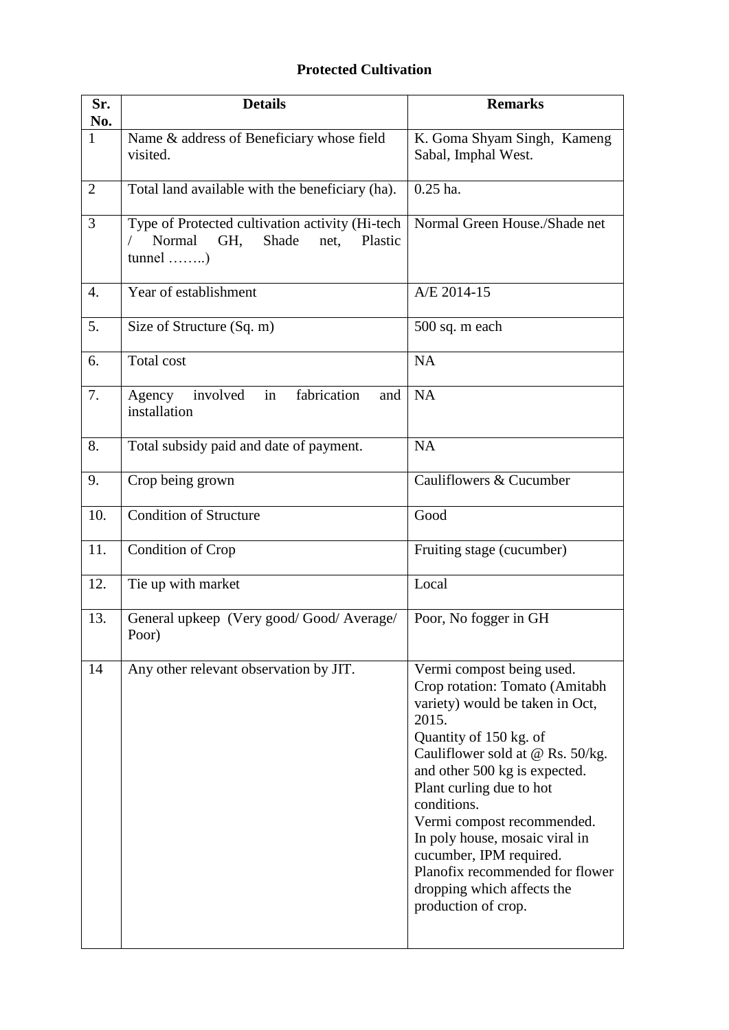## Protected Cultivation

| Sr. No. | Details | Remarks |
|---|---|---|
| 1 | Name & address of Beneficiary whose field visited. | K. Goma Shyam Singh, Kameng Sabal, Imphal West. |
| 2 | Total land available with the beneficiary (ha). | 0.25 ha. |
| 3 | Type of Protected cultivation activity (Hi-tech / Normal GH, Shade net, Plastic tunnel ……..) | Normal Green House./Shade net |
| 4. | Year of establishment | A/E 2014-15 |
| 5. | Size of Structure (Sq. m) | 500 sq. m each |
| 6. | Total cost | NA |
| 7. | Agency involved in fabrication and installation | NA |
| 8. | Total subsidy paid and date of payment. | NA |
| 9. | Crop being grown | Cauliflowers & Cucumber |
| 10. | Condition of Structure | Good |
| 11. | Condition of Crop | Fruiting stage (cucumber) |
| 12. | Tie up with market | Local |
| 13. | General upkeep (Very good/ Good/ Average/ Poor) | Poor, No fogger in GH |
| 14 | Any other relevant observation by JIT. | Vermi compost being used. Crop rotation: Tomato (Amitabh variety) would be taken in Oct, 2015. Quantity of 150 kg. of Cauliflower sold at @ Rs. 50/kg. and other 500 kg is expected. Plant curling due to hot conditions. Vermi compost recommended. In poly house, mosaic viral in cucumber, IPM required. Planofix recommended for flower dropping which affects the production of crop. |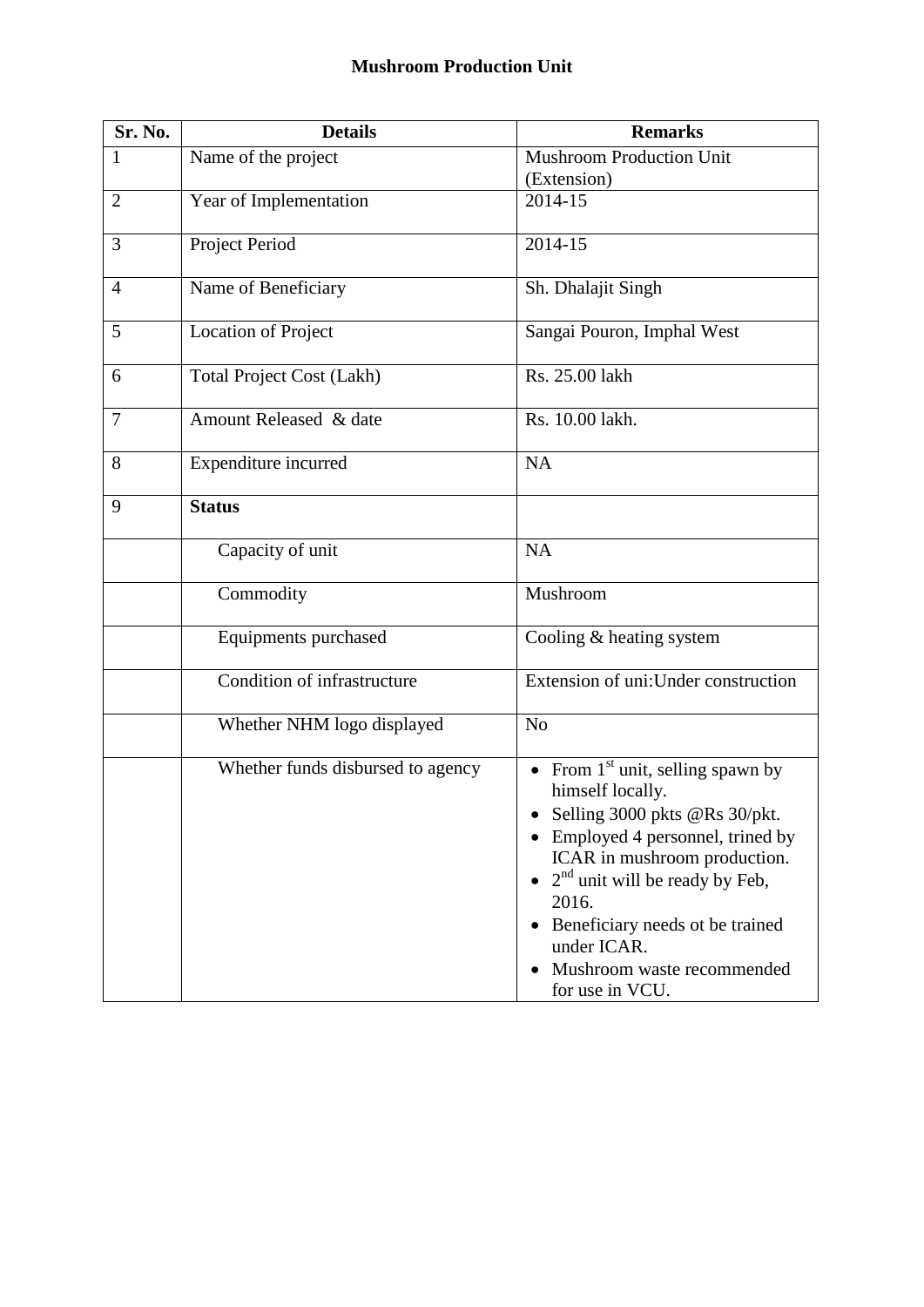## Mushroom Production Unit

| Sr. No. | Details | Remarks |
|---|---|---|
| 1 | Name of the project | Mushroom Production Unit (Extension) |
| 2 | Year of Implementation | 2014-15 |
| 3 | Project Period | 2014-15 |
| 4 | Name of Beneficiary | Sh. Dhalajit Singh |
| 5 | Location of Project | Sangai Pouron, Imphal West |
| 6 | Total Project Cost (Lakh) | Rs. 25.00 lakh |
| 7 | Amount Released & date | Rs. 10.00 lakh. |
| 8 | Expenditure incurred | NA |
| 9 | **Status** | |
| | Capacity of unit | NA |
| | Commodity | Mushroom |
| | Equipments purchased | Cooling & heating system |
| | Condition of infrastructure | Extension of uni:Under construction |
| | Whether NHM logo displayed | No |
| | Whether funds disbursed to agency | • From 1st unit, selling spawn by himself locally.<br>• Selling 3000 pkts @Rs 30/pkt.<br>• Employed 4 personnel, trined by ICAR in mushroom production.<br>• 2nd unit will be ready by Feb, 2016.<br>• Beneficiary needs ot be trained under ICAR.<br>• Mushroom waste recommended for use in VCU. |